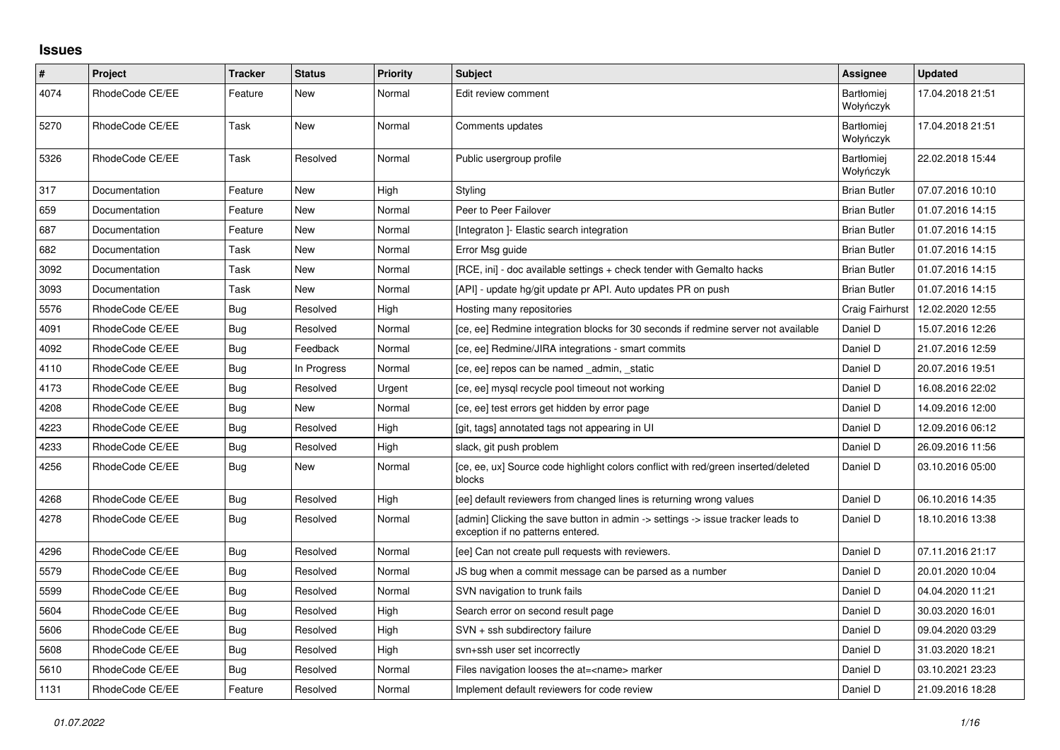## Issues

| # | Project | Tracker | Status | Priority | Subject | Assignee | Updated |
|---|---|---|---|---|---|---|---|
| 4074 | RhodeCode CE/EE | Feature | New | Normal | Edit review comment | Bartłomiej Wołyńczyk | 17.04.2018 21:51 |
| 5270 | RhodeCode CE/EE | Task | New | Normal | Comments updates | Bartłomiej Wołyńczyk | 17.04.2018 21:51 |
| 5326 | RhodeCode CE/EE | Task | Resolved | Normal | Public usergroup profile | Bartłomiej Wołyńczyk | 22.02.2018 15:44 |
| 317 | Documentation | Feature | New | High | Styling | Brian Butler | 07.07.2016 10:10 |
| 659 | Documentation | Feature | New | Normal | Peer to Peer Failover | Brian Butler | 01.07.2016 14:15 |
| 687 | Documentation | Feature | New | Normal | [Integraton ]- Elastic search integration | Brian Butler | 01.07.2016 14:15 |
| 682 | Documentation | Task | New | Normal | Error Msg guide | Brian Butler | 01.07.2016 14:15 |
| 3092 | Documentation | Task | New | Normal | [RCE, ini] - doc available settings + check tender with Gemalto hacks | Brian Butler | 01.07.2016 14:15 |
| 3093 | Documentation | Task | New | Normal | [API] - update hg/git update pr API. Auto updates PR on push | Brian Butler | 01.07.2016 14:15 |
| 5576 | RhodeCode CE/EE | Bug | Resolved | High | Hosting many repositories | Craig Fairhurst | 12.02.2020 12:55 |
| 4091 | RhodeCode CE/EE | Bug | Resolved | Normal | [ce, ee] Redmine integration blocks for 30 seconds if redmine server not available | Daniel D | 15.07.2016 12:26 |
| 4092 | RhodeCode CE/EE | Bug | Feedback | Normal | [ce, ee] Redmine/JIRA integrations - smart commits | Daniel D | 21.07.2016 12:59 |
| 4110 | RhodeCode CE/EE | Bug | In Progress | Normal | [ce, ee] repos can be named _admin, _static | Daniel D | 20.07.2016 19:51 |
| 4173 | RhodeCode CE/EE | Bug | Resolved | Urgent | [ce, ee] mysql recycle pool timeout not working | Daniel D | 16.08.2016 22:02 |
| 4208 | RhodeCode CE/EE | Bug | New | Normal | [ce, ee] test errors get hidden by error page | Daniel D | 14.09.2016 12:00 |
| 4223 | RhodeCode CE/EE | Bug | Resolved | High | [git, tags] annotated tags not appearing in UI | Daniel D | 12.09.2016 06:12 |
| 4233 | RhodeCode CE/EE | Bug | Resolved | High | slack, git push problem | Daniel D | 26.09.2016 11:56 |
| 4256 | RhodeCode CE/EE | Bug | New | Normal | [ce, ee, ux] Source code highlight colors conflict with red/green inserted/deleted blocks | Daniel D | 03.10.2016 05:00 |
| 4268 | RhodeCode CE/EE | Bug | Resolved | High | [ee] default reviewers from changed lines is returning wrong values | Daniel D | 06.10.2016 14:35 |
| 4278 | RhodeCode CE/EE | Bug | Resolved | Normal | [admin] Clicking the save button in admin -> settings -> issue tracker leads to exception if no patterns entered. | Daniel D | 18.10.2016 13:38 |
| 4296 | RhodeCode CE/EE | Bug | Resolved | Normal | [ee] Can not create pull requests with reviewers. | Daniel D | 07.11.2016 21:17 |
| 5579 | RhodeCode CE/EE | Bug | Resolved | Normal | JS bug when a commit message can be parsed as a number | Daniel D | 20.01.2020 10:04 |
| 5599 | RhodeCode CE/EE | Bug | Resolved | Normal | SVN navigation to trunk fails | Daniel D | 04.04.2020 11:21 |
| 5604 | RhodeCode CE/EE | Bug | Resolved | High | Search error on second result page | Daniel D | 30.03.2020 16:01 |
| 5606 | RhodeCode CE/EE | Bug | Resolved | High | SVN + ssh subdirectory failure | Daniel D | 09.04.2020 03:29 |
| 5608 | RhodeCode CE/EE | Bug | Resolved | High | svn+ssh user set incorrectly | Daniel D | 31.03.2020 18:21 |
| 5610 | RhodeCode CE/EE | Bug | Resolved | Normal | Files navigation looses the at=<name> marker | Daniel D | 03.10.2021 23:23 |
| 1131 | RhodeCode CE/EE | Feature | Resolved | Normal | Implement default reviewers for code review | Daniel D | 21.09.2016 18:28 |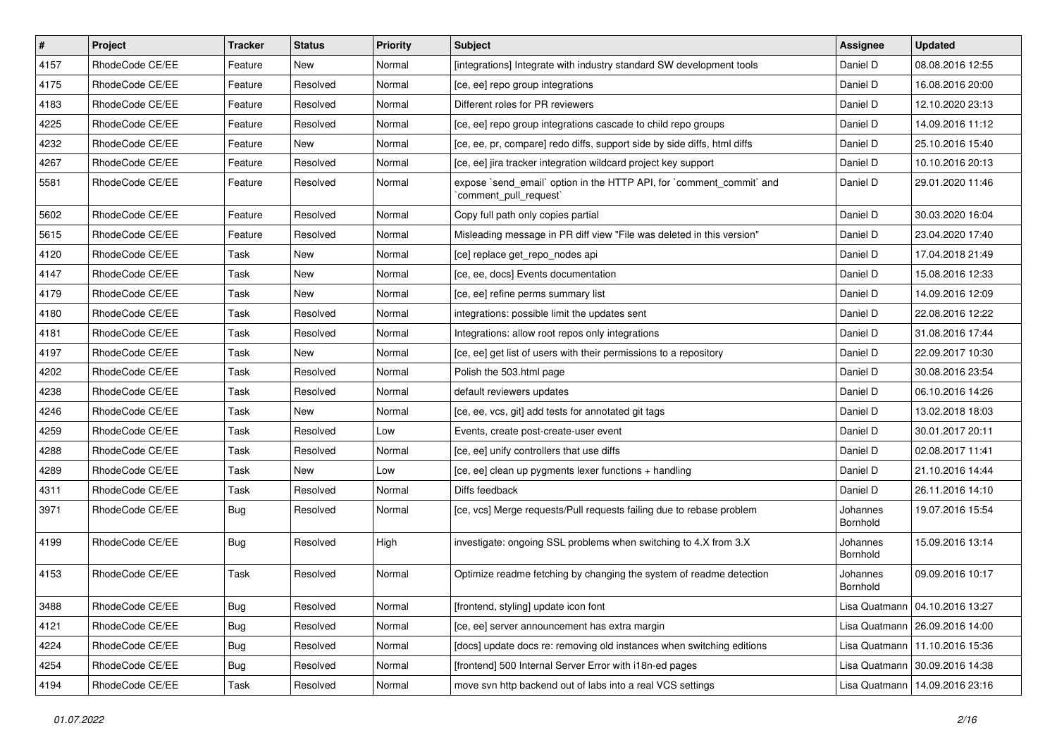| # | Project | Tracker | Status | Priority | Subject | Assignee | Updated |
|---|---|---|---|---|---|---|---|
| 4157 | RhodeCode CE/EE | Feature | New | Normal | [integrations] Integrate with industry standard SW development tools | Daniel D | 08.08.2016 12:55 |
| 4175 | RhodeCode CE/EE | Feature | Resolved | Normal | [ce, ee] repo group integrations | Daniel D | 16.08.2016 20:00 |
| 4183 | RhodeCode CE/EE | Feature | Resolved | Normal | Different roles for PR reviewers | Daniel D | 12.10.2020 23:13 |
| 4225 | RhodeCode CE/EE | Feature | Resolved | Normal | [ce, ee] repo group integrations cascade to child repo groups | Daniel D | 14.09.2016 11:12 |
| 4232 | RhodeCode CE/EE | Feature | New | Normal | [ce, ee, pr, compare] redo diffs, support side by side diffs, html diffs | Daniel D | 25.10.2016 15:40 |
| 4267 | RhodeCode CE/EE | Feature | Resolved | Normal | [ce, ee] jira tracker integration wildcard project key support | Daniel D | 10.10.2016 20:13 |
| 5581 | RhodeCode CE/EE | Feature | Resolved | Normal | expose `send_email` option in the HTTP API, for `comment_commit` and `comment_pull_request` | Daniel D | 29.01.2020 11:46 |
| 5602 | RhodeCode CE/EE | Feature | Resolved | Normal | Copy full path only copies partial | Daniel D | 30.03.2020 16:04 |
| 5615 | RhodeCode CE/EE | Feature | Resolved | Normal | Misleading message in PR diff view "File was deleted in this version" | Daniel D | 23.04.2020 17:40 |
| 4120 | RhodeCode CE/EE | Task | New | Normal | [ce] replace get_repo_nodes api | Daniel D | 17.04.2018 21:49 |
| 4147 | RhodeCode CE/EE | Task | New | Normal | [ce, ee, docs] Events documentation | Daniel D | 15.08.2016 12:33 |
| 4179 | RhodeCode CE/EE | Task | New | Normal | [ce, ee] refine perms summary list | Daniel D | 14.09.2016 12:09 |
| 4180 | RhodeCode CE/EE | Task | Resolved | Normal | integrations: possible limit the updates sent | Daniel D | 22.08.2016 12:22 |
| 4181 | RhodeCode CE/EE | Task | Resolved | Normal | Integrations: allow root repos only integrations | Daniel D | 31.08.2016 17:44 |
| 4197 | RhodeCode CE/EE | Task | New | Normal | [ce, ee] get list of users with their permissions to a repository | Daniel D | 22.09.2017 10:30 |
| 4202 | RhodeCode CE/EE | Task | Resolved | Normal | Polish the 503.html page | Daniel D | 30.08.2016 23:54 |
| 4238 | RhodeCode CE/EE | Task | Resolved | Normal | default reviewers updates | Daniel D | 06.10.2016 14:26 |
| 4246 | RhodeCode CE/EE | Task | New | Normal | [ce, ee, vcs, git] add tests for annotated git tags | Daniel D | 13.02.2018 18:03 |
| 4259 | RhodeCode CE/EE | Task | Resolved | Low | Events, create post-create-user event | Daniel D | 30.01.2017 20:11 |
| 4288 | RhodeCode CE/EE | Task | Resolved | Normal | [ce, ee] unify controllers that use diffs | Daniel D | 02.08.2017 11:41 |
| 4289 | RhodeCode CE/EE | Task | New | Low | [ce, ee] clean up pygments lexer functions + handling | Daniel D | 21.10.2016 14:44 |
| 4311 | RhodeCode CE/EE | Task | Resolved | Normal | Diffs feedback | Daniel D | 26.11.2016 14:10 |
| 3971 | RhodeCode CE/EE | Bug | Resolved | Normal | [ce, vcs] Merge requests/Pull requests failing due to rebase problem | Johannes Bornhold | 19.07.2016 15:54 |
| 4199 | RhodeCode CE/EE | Bug | Resolved | High | investigate: ongoing SSL problems when switching to 4.X from 3.X | Johannes Bornhold | 15.09.2016 13:14 |
| 4153 | RhodeCode CE/EE | Task | Resolved | Normal | Optimize readme fetching by changing the system of readme detection | Johannes Bornhold | 09.09.2016 10:17 |
| 3488 | RhodeCode CE/EE | Bug | Resolved | Normal | [frontend, styling] update icon font | Lisa Quatmann | 04.10.2016 13:27 |
| 4121 | RhodeCode CE/EE | Bug | Resolved | Normal | [ce, ee] server announcement has extra margin | Lisa Quatmann | 26.09.2016 14:00 |
| 4224 | RhodeCode CE/EE | Bug | Resolved | Normal | [docs] update docs re: removing old instances when switching editions | Lisa Quatmann | 11.10.2016 15:36 |
| 4254 | RhodeCode CE/EE | Bug | Resolved | Normal | [frontend] 500 Internal Server Error with i18n-ed pages | Lisa Quatmann | 30.09.2016 14:38 |
| 4194 | RhodeCode CE/EE | Task | Resolved | Normal | move svn http backend out of labs into a real VCS settings | Lisa Quatmann | 14.09.2016 23:16 |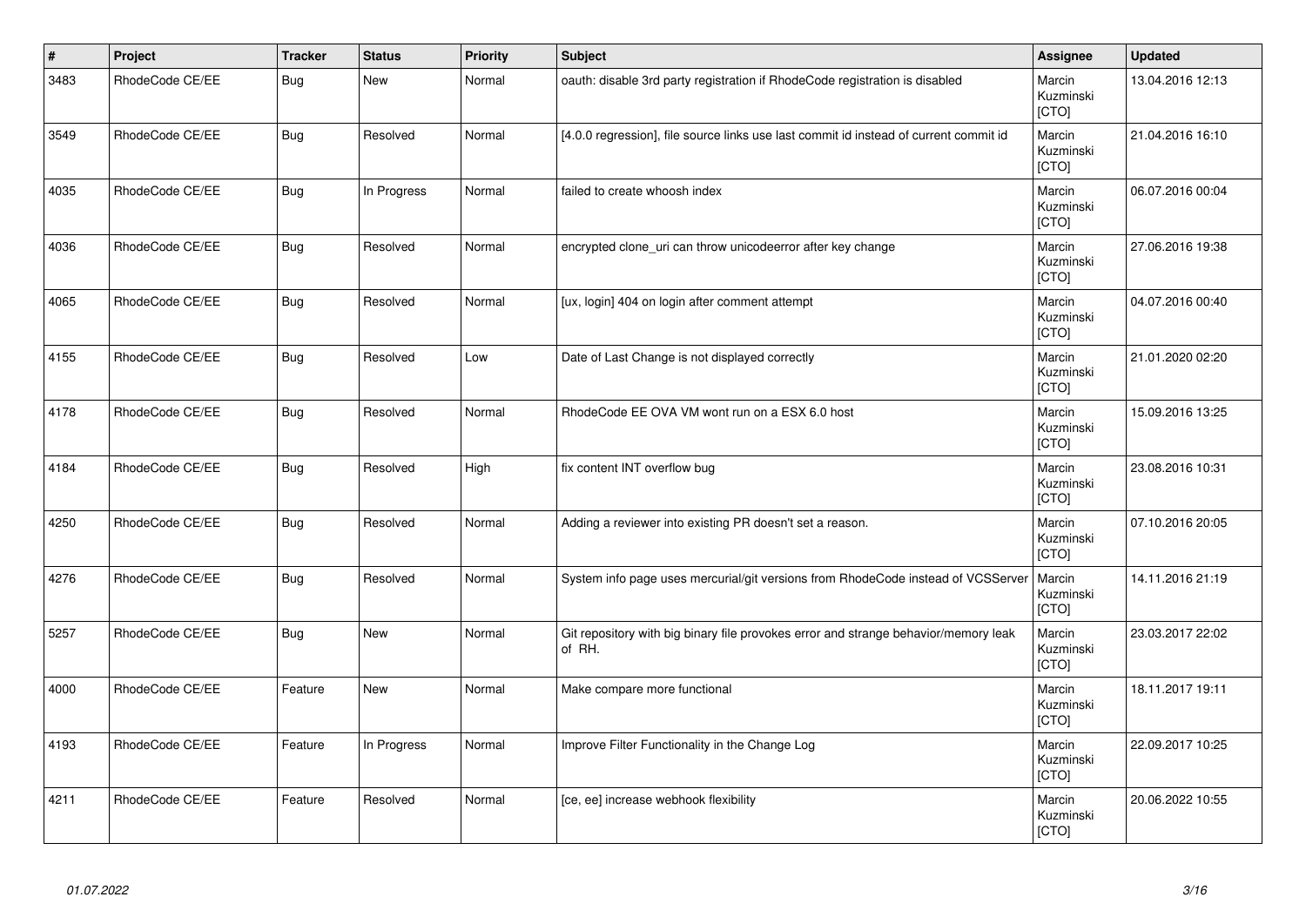| # | Project | Tracker | Status | Priority | Subject | Assignee | Updated |
|---|---|---|---|---|---|---|---|
| 3483 | RhodeCode CE/EE | Bug | New | Normal | oauth: disable 3rd party registration if RhodeCode registration is disabled | Marcin Kuzminski [CTO] | 13.04.2016 12:13 |
| 3549 | RhodeCode CE/EE | Bug | Resolved | Normal | [4.0.0 regression], file source links use last commit id instead of current commit id | Marcin Kuzminski [CTO] | 21.04.2016 16:10 |
| 4035 | RhodeCode CE/EE | Bug | In Progress | Normal | failed to create whoosh index | Marcin Kuzminski [CTO] | 06.07.2016 00:04 |
| 4036 | RhodeCode CE/EE | Bug | Resolved | Normal | encrypted clone_uri can throw unicodeerror after key change | Marcin Kuzminski [CTO] | 27.06.2016 19:38 |
| 4065 | RhodeCode CE/EE | Bug | Resolved | Normal | [ux, login] 404 on login after comment attempt | Marcin Kuzminski [CTO] | 04.07.2016 00:40 |
| 4155 | RhodeCode CE/EE | Bug | Resolved | Low | Date of Last Change is not displayed correctly | Marcin Kuzminski [CTO] | 21.01.2020 02:20 |
| 4178 | RhodeCode CE/EE | Bug | Resolved | Normal | RhodeCode EE OVA VM wont run on a ESX 6.0 host | Marcin Kuzminski [CTO] | 15.09.2016 13:25 |
| 4184 | RhodeCode CE/EE | Bug | Resolved | High | fix content INT overflow bug | Marcin Kuzminski [CTO] | 23.08.2016 10:31 |
| 4250 | RhodeCode CE/EE | Bug | Resolved | Normal | Adding a reviewer into existing PR doesn't set a reason. | Marcin Kuzminski [CTO] | 07.10.2016 20:05 |
| 4276 | RhodeCode CE/EE | Bug | Resolved | Normal | System info page uses mercurial/git versions from RhodeCode instead of VCSServer | Marcin Kuzminski [CTO] | 14.11.2016 21:19 |
| 5257 | RhodeCode CE/EE | Bug | New | Normal | Git repository with big binary file provokes error and strange behavior/memory leak of RH. | Marcin Kuzminski [CTO] | 23.03.2017 22:02 |
| 4000 | RhodeCode CE/EE | Feature | New | Normal | Make compare more functional | Marcin Kuzminski [CTO] | 18.11.2017 19:11 |
| 4193 | RhodeCode CE/EE | Feature | In Progress | Normal | Improve Filter Functionality in the Change Log | Marcin Kuzminski [CTO] | 22.09.2017 10:25 |
| 4211 | RhodeCode CE/EE | Feature | Resolved | Normal | [ce, ee] increase webhook flexibility | Marcin Kuzminski [CTO] | 20.06.2022 10:55 |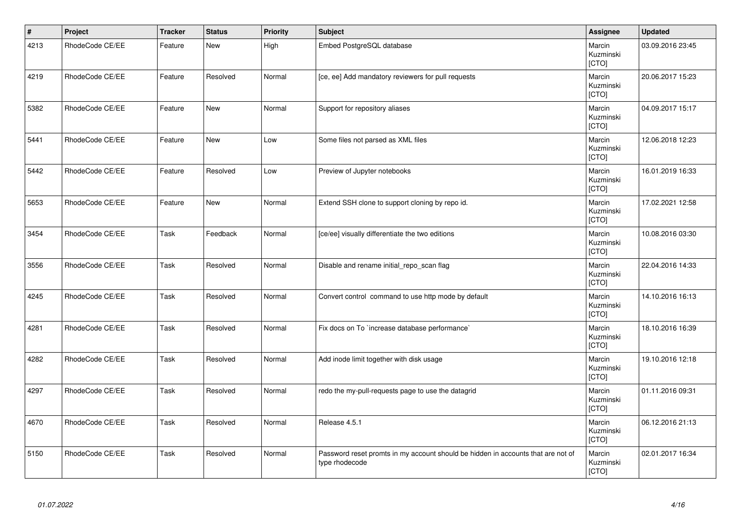| # | Project | Tracker | Status | Priority | Subject | Assignee | Updated |
|---|---|---|---|---|---|---|---|
| 4213 | RhodeCode CE/EE | Feature | New | High | Embed PostgreSQL database | Marcin Kuzminski [CTO] | 03.09.2016 23:45 |
| 4219 | RhodeCode CE/EE | Feature | Resolved | Normal | [ce, ee] Add mandatory reviewers for pull requests | Marcin Kuzminski [CTO] | 20.06.2017 15:23 |
| 5382 | RhodeCode CE/EE | Feature | New | Normal | Support for repository aliases | Marcin Kuzminski [CTO] | 04.09.2017 15:17 |
| 5441 | RhodeCode CE/EE | Feature | New | Low | Some files not parsed as XML files | Marcin Kuzminski [CTO] | 12.06.2018 12:23 |
| 5442 | RhodeCode CE/EE | Feature | Resolved | Low | Preview of Jupyter notebooks | Marcin Kuzminski [CTO] | 16.01.2019 16:33 |
| 5653 | RhodeCode CE/EE | Feature | New | Normal | Extend SSH clone to support cloning by repo id. | Marcin Kuzminski [CTO] | 17.02.2021 12:58 |
| 3454 | RhodeCode CE/EE | Task | Feedback | Normal | [ce/ee] visually differentiate the two editions | Marcin Kuzminski [CTO] | 10.08.2016 03:30 |
| 3556 | RhodeCode CE/EE | Task | Resolved | Normal | Disable and rename initial_repo_scan flag | Marcin Kuzminski [CTO] | 22.04.2016 14:33 |
| 4245 | RhodeCode CE/EE | Task | Resolved | Normal | Convert control command to use http mode by default | Marcin Kuzminski [CTO] | 14.10.2016 16:13 |
| 4281 | RhodeCode CE/EE | Task | Resolved | Normal | Fix docs on To `increase database performance` | Marcin Kuzminski [CTO] | 18.10.2016 16:39 |
| 4282 | RhodeCode CE/EE | Task | Resolved | Normal | Add inode limit together with disk usage | Marcin Kuzminski [CTO] | 19.10.2016 12:18 |
| 4297 | RhodeCode CE/EE | Task | Resolved | Normal | redo the my-pull-requests page to use the datagrid | Marcin Kuzminski [CTO] | 01.11.2016 09:31 |
| 4670 | RhodeCode CE/EE | Task | Resolved | Normal | Release 4.5.1 | Marcin Kuzminski [CTO] | 06.12.2016 21:13 |
| 5150 | RhodeCode CE/EE | Task | Resolved | Normal | Password reset promts in my account should be hidden in accounts that are not of type rhodecode | Marcin Kuzminski [CTO] | 02.01.2017 16:34 |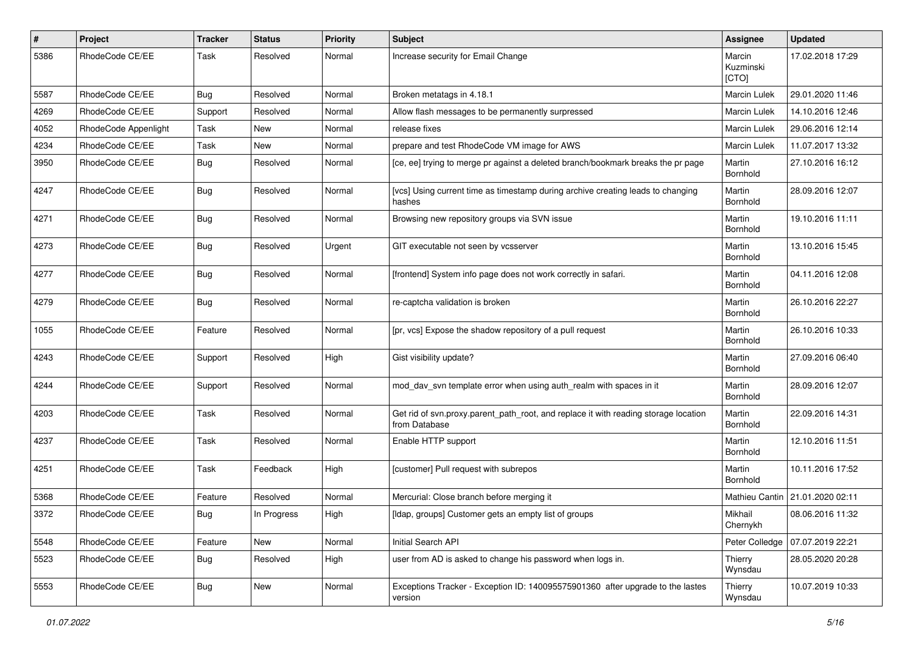| # | Project | Tracker | Status | Priority | Subject | Assignee | Updated |
|---|---|---|---|---|---|---|---|
| 5386 | RhodeCode CE/EE | Task | Resolved | Normal | Increase security for Email Change | Marcin Kuzminski [CTO] | 17.02.2018 17:29 |
| 5587 | RhodeCode CE/EE | Bug | Resolved | Normal | Broken metatags in 4.18.1 | Marcin Lulek | 29.01.2020 11:46 |
| 4269 | RhodeCode CE/EE | Support | Resolved | Normal | Allow flash messages to be permanently surpressed | Marcin Lulek | 14.10.2016 12:46 |
| 4052 | RhodeCode Appenlight | Task | New | Normal | release fixes | Marcin Lulek | 29.06.2016 12:14 |
| 4234 | RhodeCode CE/EE | Task | New | Normal | prepare and test RhodeCode VM image for AWS | Marcin Lulek | 11.07.2017 13:32 |
| 3950 | RhodeCode CE/EE | Bug | Resolved | Normal | [ce, ee] trying to merge pr against a deleted branch/bookmark breaks the pr page | Martin Bornhold | 27.10.2016 16:12 |
| 4247 | RhodeCode CE/EE | Bug | Resolved | Normal | [vcs] Using current time as timestamp during archive creating leads to changing hashes | Martin Bornhold | 28.09.2016 12:07 |
| 4271 | RhodeCode CE/EE | Bug | Resolved | Normal | Browsing new repository groups via SVN issue | Martin Bornhold | 19.10.2016 11:11 |
| 4273 | RhodeCode CE/EE | Bug | Resolved | Urgent | GIT executable not seen by vcsserver | Martin Bornhold | 13.10.2016 15:45 |
| 4277 | RhodeCode CE/EE | Bug | Resolved | Normal | [frontend] System info page does not work correctly in safari. | Martin Bornhold | 04.11.2016 12:08 |
| 4279 | RhodeCode CE/EE | Bug | Resolved | Normal | re-captcha validation is broken | Martin Bornhold | 26.10.2016 22:27 |
| 1055 | RhodeCode CE/EE | Feature | Resolved | Normal | [pr, vcs] Expose the shadow repository of a pull request | Martin Bornhold | 26.10.2016 10:33 |
| 4243 | RhodeCode CE/EE | Support | Resolved | High | Gist visibility update? | Martin Bornhold | 27.09.2016 06:40 |
| 4244 | RhodeCode CE/EE | Support | Resolved | Normal | mod_dav_svn template error when using auth_realm with spaces in it | Martin Bornhold | 28.09.2016 12:07 |
| 4203 | RhodeCode CE/EE | Task | Resolved | Normal | Get rid of svn.proxy.parent_path_root, and replace it with reading storage location from Database | Martin Bornhold | 22.09.2016 14:31 |
| 4237 | RhodeCode CE/EE | Task | Resolved | Normal | Enable HTTP support | Martin Bornhold | 12.10.2016 11:51 |
| 4251 | RhodeCode CE/EE | Task | Feedback | High | [customer] Pull request with subrepos | Martin Bornhold | 10.11.2016 17:52 |
| 5368 | RhodeCode CE/EE | Feature | Resolved | Normal | Mercurial: Close branch before merging it | Mathieu Cantin | 21.01.2020 02:11 |
| 3372 | RhodeCode CE/EE | Bug | In Progress | High | [ldap, groups] Customer gets an empty list of groups | Mikhail Chernykh | 08.06.2016 11:32 |
| 5548 | RhodeCode CE/EE | Feature | New | Normal | Initial Search API | Peter Colledge | 07.07.2019 22:21 |
| 5523 | RhodeCode CE/EE | Bug | Resolved | High | user from AD is asked to change his password when logs in. | Thierry Wynsdau | 28.05.2020 20:28 |
| 5553 | RhodeCode CE/EE | Bug | New | Normal | Exceptions Tracker - Exception ID: 140095575901360 after upgrade to the lastes version | Thierry Wynsdau | 10.07.2019 10:33 |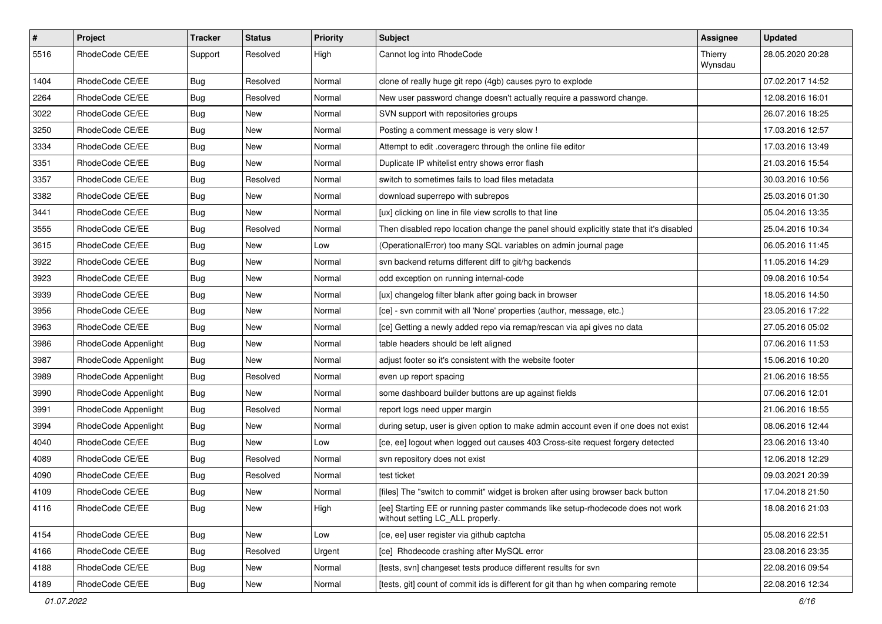| # | Project | Tracker | Status | Priority | Subject | Assignee | Updated |
|---|---|---|---|---|---|---|---|
| 5516 | RhodeCode CE/EE | Support | Resolved | High | Cannot log into RhodeCode | Thierry Wynsdau | 28.05.2020 20:28 |
| 1404 | RhodeCode CE/EE | Bug | Resolved | Normal | clone of really huge git repo (4gb) causes pyro to explode | | 07.02.2017 14:52 |
| 2264 | RhodeCode CE/EE | Bug | Resolved | Normal | New user password change doesn't actually require a password change. | | 12.08.2016 16:01 |
| 3022 | RhodeCode CE/EE | Bug | New | Normal | SVN support with repositories groups | | 26.07.2016 18:25 |
| 3250 | RhodeCode CE/EE | Bug | New | Normal | Posting a comment message is very slow ! | | 17.03.2016 12:57 |
| 3334 | RhodeCode CE/EE | Bug | New | Normal | Attempt to edit .coveragerc through the online file editor | | 17.03.2016 13:49 |
| 3351 | RhodeCode CE/EE | Bug | New | Normal | Duplicate IP whitelist entry shows error flash | | 21.03.2016 15:54 |
| 3357 | RhodeCode CE/EE | Bug | Resolved | Normal | switch to sometimes fails to load files metadata | | 30.03.2016 10:56 |
| 3382 | RhodeCode CE/EE | Bug | New | Normal | download superrepo with subrepos | | 25.03.2016 01:30 |
| 3441 | RhodeCode CE/EE | Bug | New | Normal | [ux] clicking on line in file view scrolls to that line | | 05.04.2016 13:35 |
| 3555 | RhodeCode CE/EE | Bug | Resolved | Normal | Then disabled repo location change the panel should explicitly state that it's disabled | | 25.04.2016 10:34 |
| 3615 | RhodeCode CE/EE | Bug | New | Low | (OperationalError) too many SQL variables on admin journal page | | 06.05.2016 11:45 |
| 3922 | RhodeCode CE/EE | Bug | New | Normal | svn backend returns different diff to git/hg backends | | 11.05.2016 14:29 |
| 3923 | RhodeCode CE/EE | Bug | New | Normal | odd exception on running internal-code | | 09.08.2016 10:54 |
| 3939 | RhodeCode CE/EE | Bug | New | Normal | [ux] changelog filter blank after going back in browser | | 18.05.2016 14:50 |
| 3956 | RhodeCode CE/EE | Bug | New | Normal | [ce] - svn commit with all 'None' properties (author, message, etc.) | | 23.05.2016 17:22 |
| 3963 | RhodeCode CE/EE | Bug | New | Normal | [ce] Getting a newly added repo via remap/rescan via api gives no data | | 27.05.2016 05:02 |
| 3986 | RhodeCode Appenlight | Bug | New | Normal | table headers should be left aligned | | 07.06.2016 11:53 |
| 3987 | RhodeCode Appenlight | Bug | New | Normal | adjust footer so it's consistent with the website footer | | 15.06.2016 10:20 |
| 3989 | RhodeCode Appenlight | Bug | Resolved | Normal | even up report spacing | | 21.06.2016 18:55 |
| 3990 | RhodeCode Appenlight | Bug | New | Normal | some dashboard builder buttons are up against fields | | 07.06.2016 12:01 |
| 3991 | RhodeCode Appenlight | Bug | Resolved | Normal | report logs need upper margin | | 21.06.2016 18:55 |
| 3994 | RhodeCode Appenlight | Bug | New | Normal | during setup, user is given option to make admin account even if one does not exist | | 08.06.2016 12:44 |
| 4040 | RhodeCode CE/EE | Bug | New | Low | [ce, ee] logout when logged out causes 403 Cross-site request forgery detected | | 23.06.2016 13:40 |
| 4089 | RhodeCode CE/EE | Bug | Resolved | Normal | svn repository does not exist | | 12.06.2018 12:29 |
| 4090 | RhodeCode CE/EE | Bug | Resolved | Normal | test ticket | | 09.03.2021 20:39 |
| 4109 | RhodeCode CE/EE | Bug | New | Normal | [files] The "switch to commit" widget is broken after using browser back button | | 17.04.2018 21:50 |
| 4116 | RhodeCode CE/EE | Bug | New | High | [ee] Starting EE or running paster commands like setup-rhodecode does not work without setting LC_ALL properly. | | 18.08.2016 21:03 |
| 4154 | RhodeCode CE/EE | Bug | New | Low | [ce, ee] user register via github captcha | | 05.08.2016 22:51 |
| 4166 | RhodeCode CE/EE | Bug | Resolved | Urgent | [ce] Rhodecode crashing after MySQL error | | 23.08.2016 23:35 |
| 4188 | RhodeCode CE/EE | Bug | New | Normal | [tests, svn] changeset tests produce different results for svn | | 22.08.2016 09:54 |
| 4189 | RhodeCode CE/EE | Bug | New | Normal | [tests, git] count of commit ids is different for git than hg when comparing remote | | 22.08.2016 12:34 |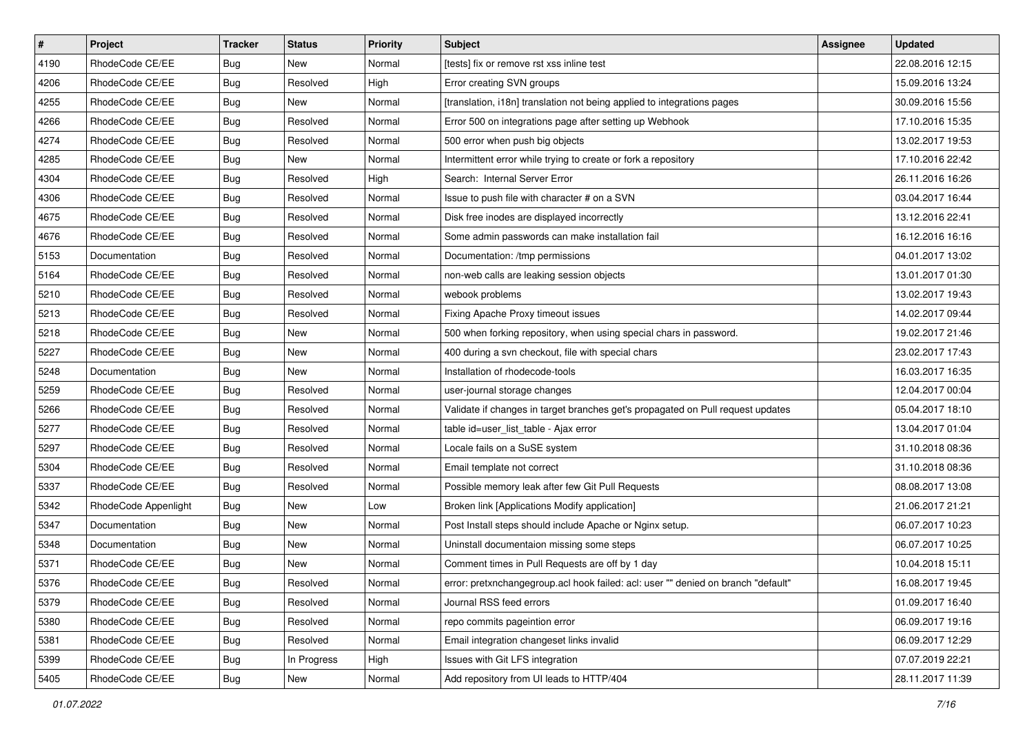| # | Project | Tracker | Status | Priority | Subject | Assignee | Updated |
|---|---|---|---|---|---|---|---|
| 4190 | RhodeCode CE/EE | Bug | New | Normal | [tests] fix or remove rst xss inline test | | 22.08.2016 12:15 |
| 4206 | RhodeCode CE/EE | Bug | Resolved | High | Error creating SVN groups | | 15.09.2016 13:24 |
| 4255 | RhodeCode CE/EE | Bug | New | Normal | [translation, i18n] translation not being applied to integrations pages | | 30.09.2016 15:56 |
| 4266 | RhodeCode CE/EE | Bug | Resolved | Normal | Error 500 on integrations page after setting up Webhook | | 17.10.2016 15:35 |
| 4274 | RhodeCode CE/EE | Bug | Resolved | Normal | 500 error when push big objects | | 13.02.2017 19:53 |
| 4285 | RhodeCode CE/EE | Bug | New | Normal | Intermittent error while trying to create or fork a repository | | 17.10.2016 22:42 |
| 4304 | RhodeCode CE/EE | Bug | Resolved | High | Search:  Internal Server Error | | 26.11.2016 16:26 |
| 4306 | RhodeCode CE/EE | Bug | Resolved | Normal | Issue to push file with character # on a SVN | | 03.04.2017 16:44 |
| 4675 | RhodeCode CE/EE | Bug | Resolved | Normal | Disk free inodes are displayed incorrectly | | 13.12.2016 22:41 |
| 4676 | RhodeCode CE/EE | Bug | Resolved | Normal | Some admin passwords can make installation fail | | 16.12.2016 16:16 |
| 5153 | Documentation | Bug | Resolved | Normal | Documentation: /tmp permissions | | 04.01.2017 13:02 |
| 5164 | RhodeCode CE/EE | Bug | Resolved | Normal | non-web calls are leaking session objects | | 13.01.2017 01:30 |
| 5210 | RhodeCode CE/EE | Bug | Resolved | Normal | webook problems | | 13.02.2017 19:43 |
| 5213 | RhodeCode CE/EE | Bug | Resolved | Normal | Fixing Apache Proxy timeout issues | | 14.02.2017 09:44 |
| 5218 | RhodeCode CE/EE | Bug | New | Normal | 500 when forking repository, when using special chars in password. | | 19.02.2017 21:46 |
| 5227 | RhodeCode CE/EE | Bug | New | Normal | 400 during a svn checkout, file with special chars | | 23.02.2017 17:43 |
| 5248 | Documentation | Bug | New | Normal | Installation of rhodecode-tools | | 16.03.2017 16:35 |
| 5259 | RhodeCode CE/EE | Bug | Resolved | Normal | user-journal storage changes | | 12.04.2017 00:04 |
| 5266 | RhodeCode CE/EE | Bug | Resolved | Normal | Validate if changes in target branches get's propagated on Pull request updates | | 05.04.2017 18:10 |
| 5277 | RhodeCode CE/EE | Bug | Resolved | Normal | table id=user_list_table - Ajax error | | 13.04.2017 01:04 |
| 5297 | RhodeCode CE/EE | Bug | Resolved | Normal | Locale fails on a SuSE system | | 31.10.2018 08:36 |
| 5304 | RhodeCode CE/EE | Bug | Resolved | Normal | Email template not correct | | 31.10.2018 08:36 |
| 5337 | RhodeCode CE/EE | Bug | Resolved | Normal | Possible memory leak after few Git Pull Requests | | 08.08.2017 13:08 |
| 5342 | RhodeCode Appenlight | Bug | New | Low | Broken link [Applications Modify application] | | 21.06.2017 21:21 |
| 5347 | Documentation | Bug | New | Normal | Post Install steps should include Apache or Nginx setup. | | 06.07.2017 10:23 |
| 5348 | Documentation | Bug | New | Normal | Uninstall documentaion missing some steps | | 06.07.2017 10:25 |
| 5371 | RhodeCode CE/EE | Bug | New | Normal | Comment times in Pull Requests are off by 1 day | | 10.04.2018 15:11 |
| 5376 | RhodeCode CE/EE | Bug | Resolved | Normal | error: pretxnchangegroup.acl hook failed: acl: user "" denied on branch "default" | | 16.08.2017 19:45 |
| 5379 | RhodeCode CE/EE | Bug | Resolved | Normal | Journal RSS feed errors | | 01.09.2017 16:40 |
| 5380 | RhodeCode CE/EE | Bug | Resolved | Normal | repo commits pageintion error | | 06.09.2017 19:16 |
| 5381 | RhodeCode CE/EE | Bug | Resolved | Normal | Email integration changeset links invalid | | 06.09.2017 12:29 |
| 5399 | RhodeCode CE/EE | Bug | In Progress | High | Issues with Git LFS integration | | 07.07.2019 22:21 |
| 5405 | RhodeCode CE/EE | Bug | New | Normal | Add repository from UI leads to HTTP/404 | | 28.11.2017 11:39 |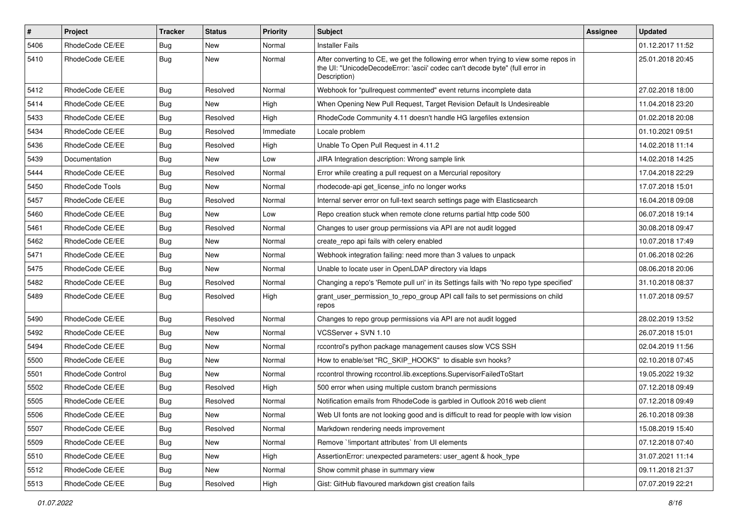| # | Project | Tracker | Status | Priority | Subject | Assignee | Updated |
|---|---|---|---|---|---|---|---|
| 5406 | RhodeCode CE/EE | Bug | New | Normal | Installer Fails | | 01.12.2017 11:52 |
| 5410 | RhodeCode CE/EE | Bug | New | Normal | After converting to CE, we get the following error when trying to view some repos in the UI: "UnicodeDecodeError: 'ascii' codec can't decode byte" (full error in Description) | | 25.01.2018 20:45 |
| 5412 | RhodeCode CE/EE | Bug | Resolved | Normal | Webhook for "pullrequest commented" event returns incomplete data | | 27.02.2018 18:00 |
| 5414 | RhodeCode CE/EE | Bug | New | High | When Opening New Pull Request, Target Revision Default Is Undesireable | | 11.04.2018 23:20 |
| 5433 | RhodeCode CE/EE | Bug | Resolved | High | RhodeCode Community 4.11 doesn't handle HG largefiles extension | | 01.02.2018 20:08 |
| 5434 | RhodeCode CE/EE | Bug | Resolved | Immediate | Locale problem | | 01.10.2021 09:51 |
| 5436 | RhodeCode CE/EE | Bug | Resolved | High | Unable To Open Pull Request in 4.11.2 | | 14.02.2018 11:14 |
| 5439 | Documentation | Bug | New | Low | JIRA Integration description: Wrong sample link | | 14.02.2018 14:25 |
| 5444 | RhodeCode CE/EE | Bug | Resolved | Normal | Error while creating a pull request on a Mercurial repository | | 17.04.2018 22:29 |
| 5450 | RhodeCode Tools | Bug | New | Normal | rhodecode-api get_license_info no longer works | | 17.07.2018 15:01 |
| 5457 | RhodeCode CE/EE | Bug | Resolved | Normal | Internal server error on full-text search settings page with Elasticsearch | | 16.04.2018 09:08 |
| 5460 | RhodeCode CE/EE | Bug | New | Low | Repo creation stuck when remote clone returns partial http code 500 | | 06.07.2018 19:14 |
| 5461 | RhodeCode CE/EE | Bug | Resolved | Normal | Changes to user group permissions via API are not audit logged | | 30.08.2018 09:47 |
| 5462 | RhodeCode CE/EE | Bug | New | Normal | create_repo api fails with celery enabled | | 10.07.2018 17:49 |
| 5471 | RhodeCode CE/EE | Bug | New | Normal | Webhook integration failing: need more than 3 values to unpack | | 01.06.2018 02:26 |
| 5475 | RhodeCode CE/EE | Bug | New | Normal | Unable to locate user in OpenLDAP directory via ldaps | | 08.06.2018 20:06 |
| 5482 | RhodeCode CE/EE | Bug | Resolved | Normal | Changing a repo's 'Remote pull uri' in its Settings fails with 'No repo type specified' | | 31.10.2018 08:37 |
| 5489 | RhodeCode CE/EE | Bug | Resolved | High | grant_user_permission_to_repo_group API call fails to set permissions on child repos | | 11.07.2018 09:57 |
| 5490 | RhodeCode CE/EE | Bug | Resolved | Normal | Changes to repo group permissions via API are not audit logged | | 28.02.2019 13:52 |
| 5492 | RhodeCode CE/EE | Bug | New | Normal | VCSServer + SVN 1.10 | | 26.07.2018 15:01 |
| 5494 | RhodeCode CE/EE | Bug | New | Normal | rccontrol's python package management causes slow VCS SSH | | 02.04.2019 11:56 |
| 5500 | RhodeCode CE/EE | Bug | New | Normal | How to enable/set "RC_SKIP_HOOKS" to disable svn hooks? | | 02.10.2018 07:45 |
| 5501 | RhodeCode Control | Bug | New | Normal | rccontrol throwing rccontrol.lib.exceptions.SupervisorFailedToStart | | 19.05.2022 19:32 |
| 5502 | RhodeCode CE/EE | Bug | Resolved | High | 500 error when using multiple custom branch permissions | | 07.12.2018 09:49 |
| 5505 | RhodeCode CE/EE | Bug | Resolved | Normal | Notification emails from RhodeCode is garbled in Outlook 2016 web client | | 07.12.2018 09:49 |
| 5506 | RhodeCode CE/EE | Bug | New | Normal | Web UI fonts are not looking good and is difficult to read for people with low vision | | 26.10.2018 09:38 |
| 5507 | RhodeCode CE/EE | Bug | Resolved | Normal | Markdown rendering needs improvement | | 15.08.2019 15:40 |
| 5509 | RhodeCode CE/EE | Bug | New | Normal | Remove `!important attributes` from UI elements | | 07.12.2018 07:40 |
| 5510 | RhodeCode CE/EE | Bug | New | High | AssertionError: unexpected parameters: user_agent & hook_type | | 31.07.2021 11:14 |
| 5512 | RhodeCode CE/EE | Bug | New | Normal | Show commit phase in summary view | | 09.11.2018 21:37 |
| 5513 | RhodeCode CE/EE | Bug | Resolved | High | Gist: GitHub flavoured markdown gist creation fails | | 07.07.2019 22:21 |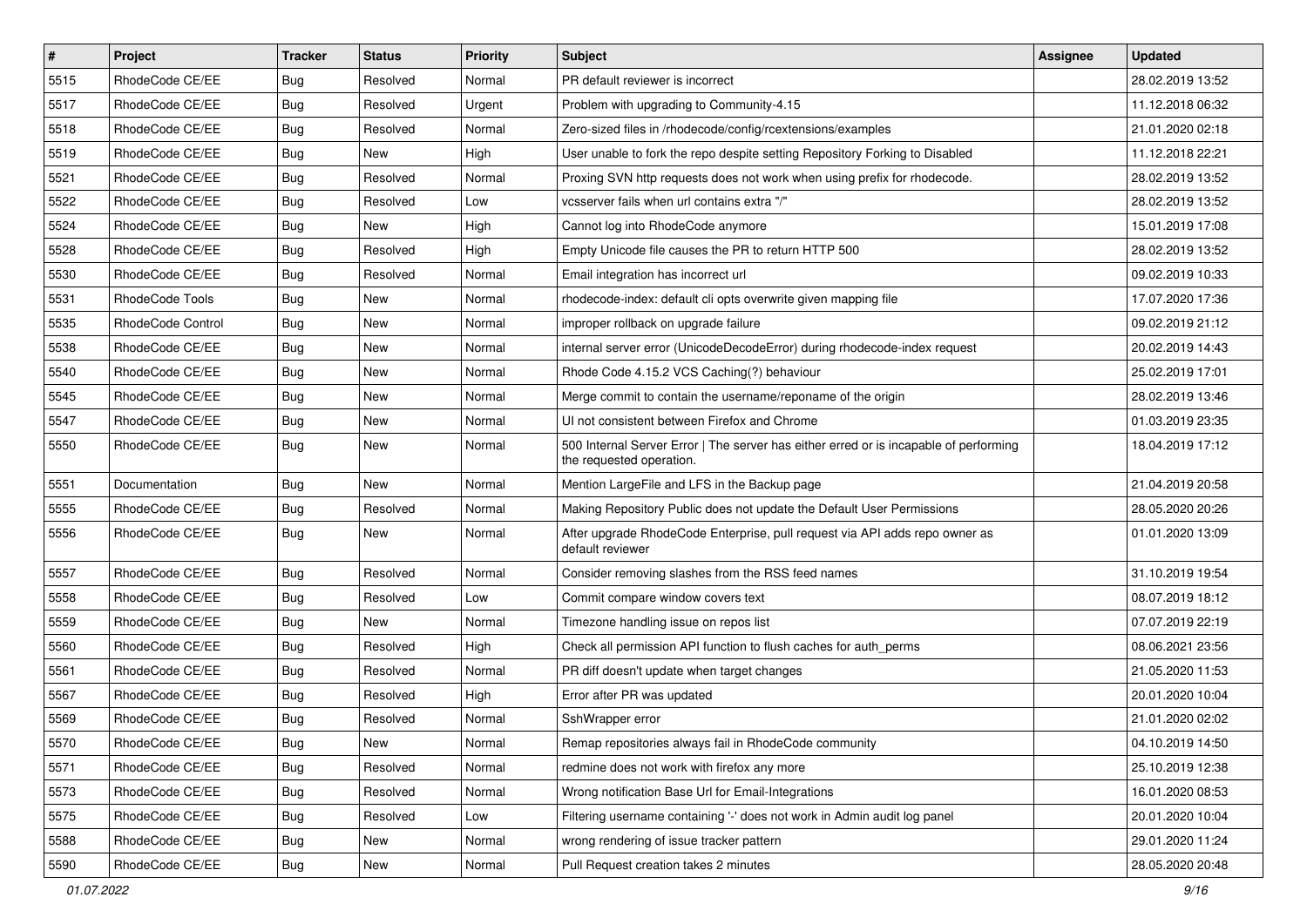| # | Project | Tracker | Status | Priority | Subject | Assignee | Updated |
|---|---|---|---|---|---|---|---|
| 5515 | RhodeCode CE/EE | Bug | Resolved | Normal | PR default reviewer is incorrect | | 28.02.2019 13:52 |
| 5517 | RhodeCode CE/EE | Bug | Resolved | Urgent | Problem with upgrading to Community-4.15 | | 11.12.2018 06:32 |
| 5518 | RhodeCode CE/EE | Bug | Resolved | Normal | Zero-sized files in /rhodecode/config/rcextensions/examples | | 21.01.2020 02:18 |
| 5519 | RhodeCode CE/EE | Bug | New | High | User unable to fork the repo despite setting Repository Forking to Disabled | | 11.12.2018 22:21 |
| 5521 | RhodeCode CE/EE | Bug | Resolved | Normal | Proxing SVN http requests does not work when using prefix for rhodecode. | | 28.02.2019 13:52 |
| 5522 | RhodeCode CE/EE | Bug | Resolved | Low | vcsserver fails when url contains extra "/" | | 28.02.2019 13:52 |
| 5524 | RhodeCode CE/EE | Bug | New | High | Cannot log into RhodeCode anymore | | 15.01.2019 17:08 |
| 5528 | RhodeCode CE/EE | Bug | Resolved | High | Empty Unicode file causes the PR to return HTTP 500 | | 28.02.2019 13:52 |
| 5530 | RhodeCode CE/EE | Bug | Resolved | Normal | Email integration has incorrect url | | 09.02.2019 10:33 |
| 5531 | RhodeCode Tools | Bug | New | Normal | rhodecode-index: default cli opts overwrite given mapping file | | 17.07.2020 17:36 |
| 5535 | RhodeCode Control | Bug | New | Normal | improper rollback on upgrade failure | | 09.02.2019 21:12 |
| 5538 | RhodeCode CE/EE | Bug | New | Normal | internal server error (UnicodeDecodeError) during rhodecode-index request | | 20.02.2019 14:43 |
| 5540 | RhodeCode CE/EE | Bug | New | Normal | Rhode Code 4.15.2 VCS Caching(?) behaviour | | 25.02.2019 17:01 |
| 5545 | RhodeCode CE/EE | Bug | New | Normal | Merge commit to contain the username/reponame of the origin | | 28.02.2019 13:46 |
| 5547 | RhodeCode CE/EE | Bug | New | Normal | UI not consistent between Firefox and Chrome | | 01.03.2019 23:35 |
| 5550 | RhodeCode CE/EE | Bug | New | Normal | 500 Internal Server Error \| The server has either erred or is incapable of performing the requested operation. | | 18.04.2019 17:12 |
| 5551 | Documentation | Bug | New | Normal | Mention LargeFile and LFS in the Backup page | | 21.04.2019 20:58 |
| 5555 | RhodeCode CE/EE | Bug | Resolved | Normal | Making Repository Public does not update the Default User Permissions | | 28.05.2020 20:26 |
| 5556 | RhodeCode CE/EE | Bug | New | Normal | After upgrade RhodeCode Enterprise, pull request via API adds repo owner as default reviewer | | 01.01.2020 13:09 |
| 5557 | RhodeCode CE/EE | Bug | Resolved | Normal | Consider removing slashes from the RSS feed names | | 31.10.2019 19:54 |
| 5558 | RhodeCode CE/EE | Bug | Resolved | Low | Commit compare window covers text | | 08.07.2019 18:12 |
| 5559 | RhodeCode CE/EE | Bug | New | Normal | Timezone handling issue on repos list | | 07.07.2019 22:19 |
| 5560 | RhodeCode CE/EE | Bug | Resolved | High | Check all permission API function to flush caches for auth_perms | | 08.06.2021 23:56 |
| 5561 | RhodeCode CE/EE | Bug | Resolved | Normal | PR diff doesn't update when target changes | | 21.05.2020 11:53 |
| 5567 | RhodeCode CE/EE | Bug | Resolved | High | Error after PR was updated | | 20.01.2020 10:04 |
| 5569 | RhodeCode CE/EE | Bug | Resolved | Normal | SshWrapper error | | 21.01.2020 02:02 |
| 5570 | RhodeCode CE/EE | Bug | New | Normal | Remap repositories always fail in RhodeCode community | | 04.10.2019 14:50 |
| 5571 | RhodeCode CE/EE | Bug | Resolved | Normal | redmine does not work with firefox any more | | 25.10.2019 12:38 |
| 5573 | RhodeCode CE/EE | Bug | Resolved | Normal | Wrong notification Base Url for Email-Integrations | | 16.01.2020 08:53 |
| 5575 | RhodeCode CE/EE | Bug | Resolved | Low | Filtering username containing '-' does not work in Admin audit log panel | | 20.01.2020 10:04 |
| 5588 | RhodeCode CE/EE | Bug | New | Normal | wrong rendering of issue tracker pattern | | 29.01.2020 11:24 |
| 5590 | RhodeCode CE/EE | Bug | New | Normal | Pull Request creation takes 2 minutes | | 28.05.2020 20:48 |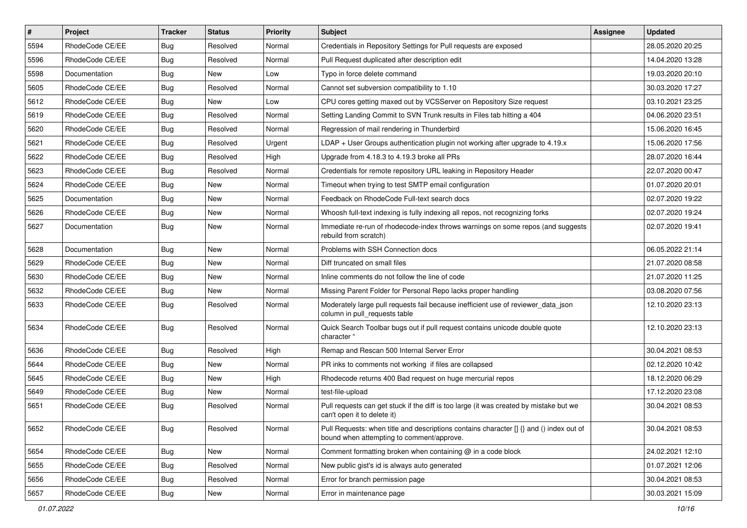| # | Project | Tracker | Status | Priority | Subject | Assignee | Updated |
|---|---|---|---|---|---|---|---|
| 5594 | RhodeCode CE/EE | Bug | Resolved | Normal | Credentials in Repository Settings for Pull requests are exposed | | 28.05.2020 20:25 |
| 5596 | RhodeCode CE/EE | Bug | Resolved | Normal | Pull Request duplicated after description edit | | 14.04.2020 13:28 |
| 5598 | Documentation | Bug | New | Low | Typo in force delete command | | 19.03.2020 20:10 |
| 5605 | RhodeCode CE/EE | Bug | Resolved | Normal | Cannot set subversion compatibility to 1.10 | | 30.03.2020 17:27 |
| 5612 | RhodeCode CE/EE | Bug | New | Low | CPU cores getting maxed out by VCSServer on Repository Size request | | 03.10.2021 23:25 |
| 5619 | RhodeCode CE/EE | Bug | Resolved | Normal | Setting Landing Commit to SVN Trunk results in Files tab hitting a 404 | | 04.06.2020 23:51 |
| 5620 | RhodeCode CE/EE | Bug | Resolved | Normal | Regression of mail rendering in Thunderbird | | 15.06.2020 16:45 |
| 5621 | RhodeCode CE/EE | Bug | Resolved | Urgent | LDAP + User Groups authentication plugin not working after upgrade to 4.19.x | | 15.06.2020 17:56 |
| 5622 | RhodeCode CE/EE | Bug | Resolved | High | Upgrade from 4.18.3 to 4.19.3 broke all PRs | | 28.07.2020 16:44 |
| 5623 | RhodeCode CE/EE | Bug | Resolved | Normal | Credentials for remote repository URL leaking in Repository Header | | 22.07.2020 00:47 |
| 5624 | RhodeCode CE/EE | Bug | New | Normal | Timeout when trying to test SMTP email configuration | | 01.07.2020 20:01 |
| 5625 | Documentation | Bug | New | Normal | Feedback on RhodeCode Full-text search docs | | 02.07.2020 19:22 |
| 5626 | RhodeCode CE/EE | Bug | New | Normal | Whoosh full-text indexing is fully indexing all repos, not recognizing forks | | 02.07.2020 19:24 |
| 5627 | Documentation | Bug | New | Normal | Immediate re-run of rhodecode-index throws warnings on some repos (and suggests rebuild from scratch) | | 02.07.2020 19:41 |
| 5628 | Documentation | Bug | New | Normal | Problems with SSH Connection docs | | 06.05.2022 21:14 |
| 5629 | RhodeCode CE/EE | Bug | New | Normal | Diff truncated on small files | | 21.07.2020 08:58 |
| 5630 | RhodeCode CE/EE | Bug | New | Normal | Inline comments do not follow the line of code | | 21.07.2020 11:25 |
| 5632 | RhodeCode CE/EE | Bug | New | Normal | Missing Parent Folder for Personal Repo lacks proper handling | | 03.08.2020 07:56 |
| 5633 | RhodeCode CE/EE | Bug | Resolved | Normal | Moderately large pull requests fail because inefficient use of reviewer_data_json column in pull_requests table | | 12.10.2020 23:13 |
| 5634 | RhodeCode CE/EE | Bug | Resolved | Normal | Quick Search Toolbar bugs out if pull request contains unicode double quote character " | | 12.10.2020 23:13 |
| 5636 | RhodeCode CE/EE | Bug | Resolved | High | Remap and Rescan 500 Internal Server Error | | 30.04.2021 08:53 |
| 5644 | RhodeCode CE/EE | Bug | New | Normal | PR inks to comments not working if files are collapsed | | 02.12.2020 10:42 |
| 5645 | RhodeCode CE/EE | Bug | New | High | Rhodecode returns 400 Bad request on huge mercurial repos | | 18.12.2020 06:29 |
| 5649 | RhodeCode CE/EE | Bug | New | Normal | test-file-upload | | 17.12.2020 23:08 |
| 5651 | RhodeCode CE/EE | Bug | Resolved | Normal | Pull requests can get stuck if the diff is too large (it was created by mistake but we can't open it to delete it) | | 30.04.2021 08:53 |
| 5652 | RhodeCode CE/EE | Bug | Resolved | Normal | Pull Requests: when title and descriptions contains character [] {} and () index out of bound when attempting to comment/approve. | | 30.04.2021 08:53 |
| 5654 | RhodeCode CE/EE | Bug | New | Normal | Comment formatting broken when containing @ in a code block | | 24.02.2021 12:10 |
| 5655 | RhodeCode CE/EE | Bug | Resolved | Normal | New public gist's id is always auto generated | | 01.07.2021 12:06 |
| 5656 | RhodeCode CE/EE | Bug | Resolved | Normal | Error for branch permission page | | 30.04.2021 08:53 |
| 5657 | RhodeCode CE/EE | Bug | New | Normal | Error in maintenance page | | 30.03.2021 15:09 |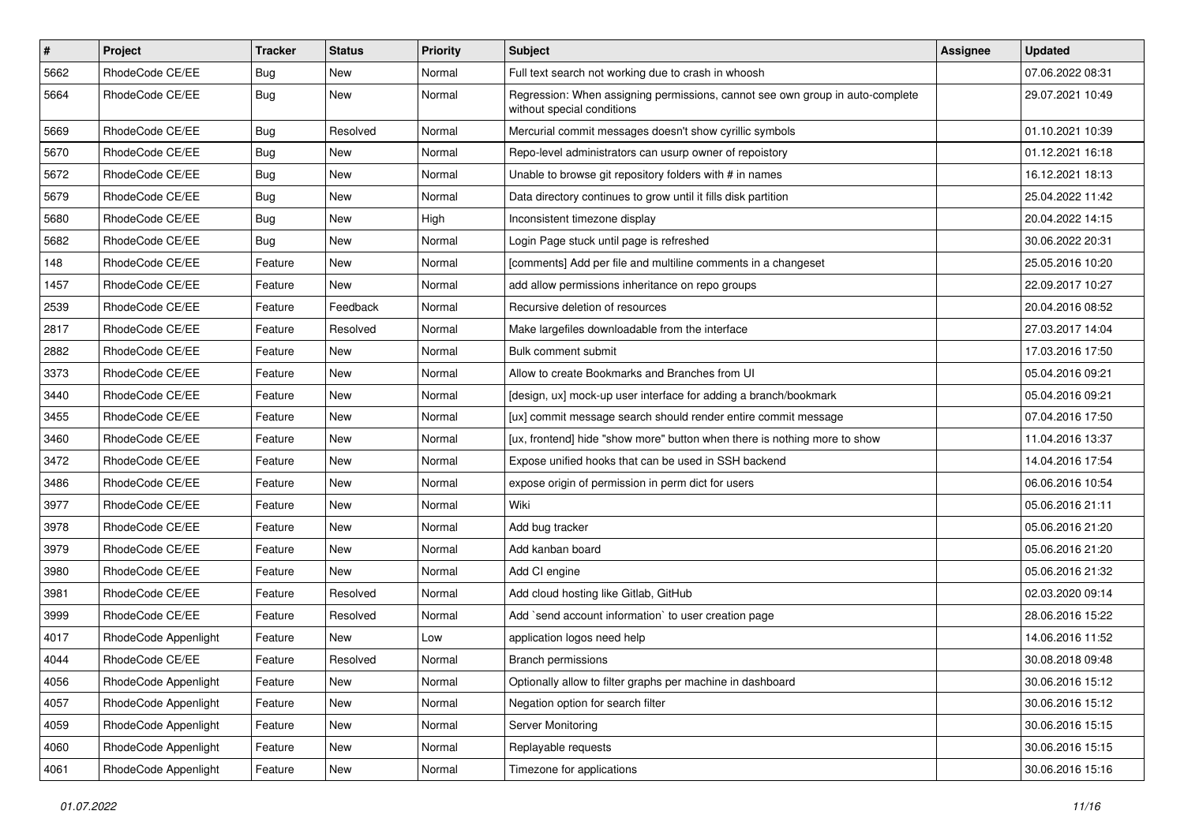| # | Project | Tracker | Status | Priority | Subject | Assignee | Updated |
|---|---|---|---|---|---|---|---|
| 5662 | RhodeCode CE/EE | Bug | New | Normal | Full text search not working due to crash in whoosh | | 07.06.2022 08:31 |
| 5664 | RhodeCode CE/EE | Bug | New | Normal | Regression: When assigning permissions, cannot see own group in auto-complete without special conditions | | 29.07.2021 10:49 |
| 5669 | RhodeCode CE/EE | Bug | Resolved | Normal | Mercurial commit messages doesn't show cyrillic symbols | | 01.10.2021 10:39 |
| 5670 | RhodeCode CE/EE | Bug | New | Normal | Repo-level administrators can usurp owner of repoistory | | 01.12.2021 16:18 |
| 5672 | RhodeCode CE/EE | Bug | New | Normal | Unable to browse git repository folders with # in names | | 16.12.2021 18:13 |
| 5679 | RhodeCode CE/EE | Bug | New | Normal | Data directory continues to grow until it fills disk partition | | 25.04.2022 11:42 |
| 5680 | RhodeCode CE/EE | Bug | New | High | Inconsistent timezone display | | 20.04.2022 14:15 |
| 5682 | RhodeCode CE/EE | Bug | New | Normal | Login Page stuck until page is refreshed | | 30.06.2022 20:31 |
| 148 | RhodeCode CE/EE | Feature | New | Normal | [comments] Add per file and multiline comments in a changeset | | 25.05.2016 10:20 |
| 1457 | RhodeCode CE/EE | Feature | New | Normal | add allow permissions inheritance on repo groups | | 22.09.2017 10:27 |
| 2539 | RhodeCode CE/EE | Feature | Feedback | Normal | Recursive deletion of resources | | 20.04.2016 08:52 |
| 2817 | RhodeCode CE/EE | Feature | Resolved | Normal | Make largefiles downloadable from the interface | | 27.03.2017 14:04 |
| 2882 | RhodeCode CE/EE | Feature | New | Normal | Bulk comment submit | | 17.03.2016 17:50 |
| 3373 | RhodeCode CE/EE | Feature | New | Normal | Allow to create Bookmarks and Branches from UI | | 05.04.2016 09:21 |
| 3440 | RhodeCode CE/EE | Feature | New | Normal | [design, ux] mock-up user interface for adding a branch/bookmark | | 05.04.2016 09:21 |
| 3455 | RhodeCode CE/EE | Feature | New | Normal | [ux] commit message search should render entire commit message | | 07.04.2016 17:50 |
| 3460 | RhodeCode CE/EE | Feature | New | Normal | [ux, frontend] hide "show more" button when there is nothing more to show | | 11.04.2016 13:37 |
| 3472 | RhodeCode CE/EE | Feature | New | Normal | Expose unified hooks that can be used in SSH backend | | 14.04.2016 17:54 |
| 3486 | RhodeCode CE/EE | Feature | New | Normal | expose origin of permission in perm dict for users | | 06.06.2016 10:54 |
| 3977 | RhodeCode CE/EE | Feature | New | Normal | Wiki | | 05.06.2016 21:11 |
| 3978 | RhodeCode CE/EE | Feature | New | Normal | Add bug tracker | | 05.06.2016 21:20 |
| 3979 | RhodeCode CE/EE | Feature | New | Normal | Add kanban board | | 05.06.2016 21:20 |
| 3980 | RhodeCode CE/EE | Feature | New | Normal | Add CI engine | | 05.06.2016 21:32 |
| 3981 | RhodeCode CE/EE | Feature | Resolved | Normal | Add cloud hosting like Gitlab, GitHub | | 02.03.2020 09:14 |
| 3999 | RhodeCode CE/EE | Feature | Resolved | Normal | Add `send account information` to user creation page | | 28.06.2016 15:22 |
| 4017 | RhodeCode Appenlight | Feature | New | Low | application logos need help | | 14.06.2016 11:52 |
| 4044 | RhodeCode CE/EE | Feature | Resolved | Normal | Branch permissions | | 30.08.2018 09:48 |
| 4056 | RhodeCode Appenlight | Feature | New | Normal | Optionally allow to filter graphs per machine in dashboard | | 30.06.2016 15:12 |
| 4057 | RhodeCode Appenlight | Feature | New | Normal | Negation option for search filter | | 30.06.2016 15:12 |
| 4059 | RhodeCode Appenlight | Feature | New | Normal | Server Monitoring | | 30.06.2016 15:15 |
| 4060 | RhodeCode Appenlight | Feature | New | Normal | Replayable requests | | 30.06.2016 15:15 |
| 4061 | RhodeCode Appenlight | Feature | New | Normal | Timezone for applications | | 30.06.2016 15:16 |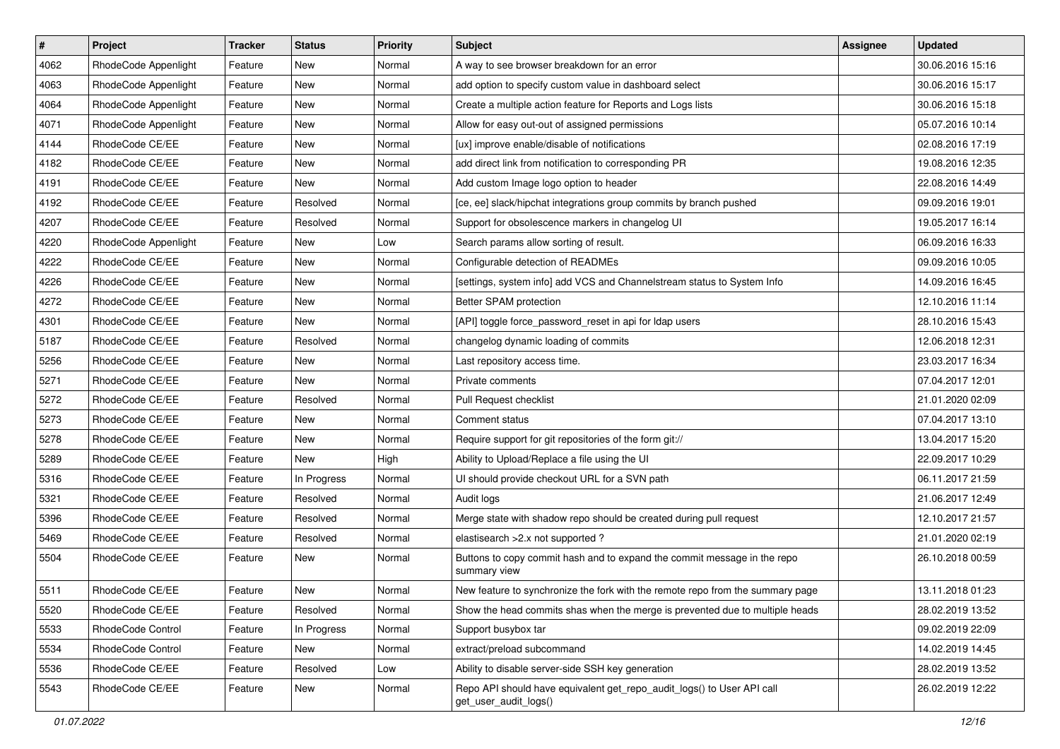| # | Project | Tracker | Status | Priority | Subject | Assignee | Updated |
|---|---|---|---|---|---|---|---|
| 4062 | RhodeCode Appenlight | Feature | New | Normal | A way to see browser breakdown for an error | | 30.06.2016 15:16 |
| 4063 | RhodeCode Appenlight | Feature | New | Normal | add option to specify custom value in dashboard select | | 30.06.2016 15:17 |
| 4064 | RhodeCode Appenlight | Feature | New | Normal | Create a multiple action feature for Reports and Logs lists | | 30.06.2016 15:18 |
| 4071 | RhodeCode Appenlight | Feature | New | Normal | Allow for easy out-out of assigned permissions | | 05.07.2016 10:14 |
| 4144 | RhodeCode CE/EE | Feature | New | Normal | [ux] improve enable/disable of notifications | | 02.08.2016 17:19 |
| 4182 | RhodeCode CE/EE | Feature | New | Normal | add direct link from notification to corresponding PR | | 19.08.2016 12:35 |
| 4191 | RhodeCode CE/EE | Feature | New | Normal | Add custom Image logo option to header | | 22.08.2016 14:49 |
| 4192 | RhodeCode CE/EE | Feature | Resolved | Normal | [ce, ee] slack/hipchat integrations group commits by branch pushed | | 09.09.2016 19:01 |
| 4207 | RhodeCode CE/EE | Feature | Resolved | Normal | Support for obsolescence markers in changelog UI | | 19.05.2017 16:14 |
| 4220 | RhodeCode Appenlight | Feature | New | Low | Search params allow sorting of result. | | 06.09.2016 16:33 |
| 4222 | RhodeCode CE/EE | Feature | New | Normal | Configurable detection of READMEs | | 09.09.2016 10:05 |
| 4226 | RhodeCode CE/EE | Feature | New | Normal | [settings, system info] add VCS and Channelstream status to System Info | | 14.09.2016 16:45 |
| 4272 | RhodeCode CE/EE | Feature | New | Normal | Better SPAM protection | | 12.10.2016 11:14 |
| 4301 | RhodeCode CE/EE | Feature | New | Normal | [API] toggle force_password_reset in api for ldap users | | 28.10.2016 15:43 |
| 5187 | RhodeCode CE/EE | Feature | Resolved | Normal | changelog dynamic loading of commits | | 12.06.2018 12:31 |
| 5256 | RhodeCode CE/EE | Feature | New | Normal | Last repository access time. | | 23.03.2017 16:34 |
| 5271 | RhodeCode CE/EE | Feature | New | Normal | Private comments | | 07.04.2017 12:01 |
| 5272 | RhodeCode CE/EE | Feature | Resolved | Normal | Pull Request checklist | | 21.01.2020 02:09 |
| 5273 | RhodeCode CE/EE | Feature | New | Normal | Comment status | | 07.04.2017 13:10 |
| 5278 | RhodeCode CE/EE | Feature | New | Normal | Require support for git repositories of the form git:// | | 13.04.2017 15:20 |
| 5289 | RhodeCode CE/EE | Feature | New | High | Ability to Upload/Replace a file using the UI | | 22.09.2017 10:29 |
| 5316 | RhodeCode CE/EE | Feature | In Progress | Normal | UI should provide checkout URL for a SVN path | | 06.11.2017 21:59 |
| 5321 | RhodeCode CE/EE | Feature | Resolved | Normal | Audit logs | | 21.06.2017 12:49 |
| 5396 | RhodeCode CE/EE | Feature | Resolved | Normal | Merge state with shadow repo should be created during pull request | | 12.10.2017 21:57 |
| 5469 | RhodeCode CE/EE | Feature | Resolved | Normal | elastisearch >2.x not supported ? | | 21.01.2020 02:19 |
| 5504 | RhodeCode CE/EE | Feature | New | Normal | Buttons to copy commit hash and to expand the commit message in the repo summary view | | 26.10.2018 00:59 |
| 5511 | RhodeCode CE/EE | Feature | New | Normal | New feature to synchronize the fork with the remote repo from the summary page | | 13.11.2018 01:23 |
| 5520 | RhodeCode CE/EE | Feature | Resolved | Normal | Show the head commits shas when the merge is prevented due to multiple heads | | 28.02.2019 13:52 |
| 5533 | RhodeCode Control | Feature | In Progress | Normal | Support busybox tar | | 09.02.2019 22:09 |
| 5534 | RhodeCode Control | Feature | New | Normal | extract/preload subcommand | | 14.02.2019 14:45 |
| 5536 | RhodeCode CE/EE | Feature | Resolved | Low | Ability to disable server-side SSH key generation | | 28.02.2019 13:52 |
| 5543 | RhodeCode CE/EE | Feature | New | Normal | Repo API should have equivalent get_repo_audit_logs() to User API call get_user_audit_logs() | | 26.02.2019 12:22 |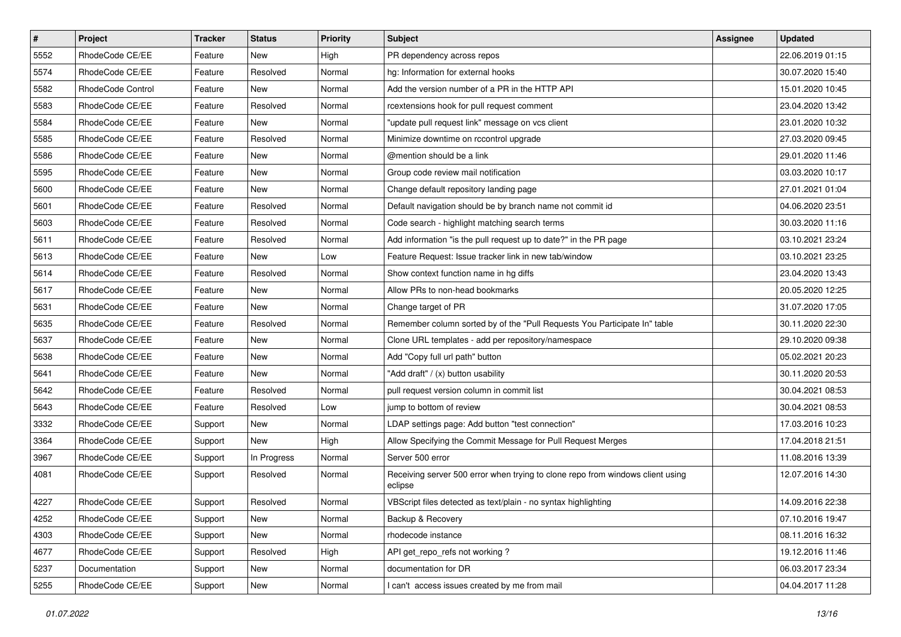| # | Project | Tracker | Status | Priority | Subject | Assignee | Updated |
|---|---|---|---|---|---|---|---|
| 5552 | RhodeCode CE/EE | Feature | New | High | PR dependency across repos | | 22.06.2019 01:15 |
| 5574 | RhodeCode CE/EE | Feature | Resolved | Normal | hg: Information for external hooks | | 30.07.2020 15:40 |
| 5582 | RhodeCode Control | Feature | New | Normal | Add the version number of a PR in the HTTP API | | 15.01.2020 10:45 |
| 5583 | RhodeCode CE/EE | Feature | Resolved | Normal | rcextensions hook for pull request comment | | 23.04.2020 13:42 |
| 5584 | RhodeCode CE/EE | Feature | New | Normal | "update pull request link" message on vcs client | | 23.01.2020 10:32 |
| 5585 | RhodeCode CE/EE | Feature | Resolved | Normal | Minimize downtime on rccontrol upgrade | | 27.03.2020 09:45 |
| 5586 | RhodeCode CE/EE | Feature | New | Normal | @mention should be a link | | 29.01.2020 11:46 |
| 5595 | RhodeCode CE/EE | Feature | New | Normal | Group code review mail notification | | 03.03.2020 10:17 |
| 5600 | RhodeCode CE/EE | Feature | New | Normal | Change default repository landing page | | 27.01.2021 01:04 |
| 5601 | RhodeCode CE/EE | Feature | Resolved | Normal | Default navigation should be by branch name not commit id | | 04.06.2020 23:51 |
| 5603 | RhodeCode CE/EE | Feature | Resolved | Normal | Code search - highlight matching search terms | | 30.03.2020 11:16 |
| 5611 | RhodeCode CE/EE | Feature | Resolved | Normal | Add information "is the pull request up to date?" in the PR page | | 03.10.2021 23:24 |
| 5613 | RhodeCode CE/EE | Feature | New | Low | Feature Request: Issue tracker link in new tab/window | | 03.10.2021 23:25 |
| 5614 | RhodeCode CE/EE | Feature | Resolved | Normal | Show context function name in hg diffs | | 23.04.2020 13:43 |
| 5617 | RhodeCode CE/EE | Feature | New | Normal | Allow PRs to non-head bookmarks | | 20.05.2020 12:25 |
| 5631 | RhodeCode CE/EE | Feature | New | Normal | Change target of PR | | 31.07.2020 17:05 |
| 5635 | RhodeCode CE/EE | Feature | Resolved | Normal | Remember column sorted by of the "Pull Requests You Participate In" table | | 30.11.2020 22:30 |
| 5637 | RhodeCode CE/EE | Feature | New | Normal | Clone URL templates - add per repository/namespace | | 29.10.2020 09:38 |
| 5638 | RhodeCode CE/EE | Feature | New | Normal | Add "Copy full url path" button | | 05.02.2021 20:23 |
| 5641 | RhodeCode CE/EE | Feature | New | Normal | "Add draft" / (x) button usability | | 30.11.2020 20:53 |
| 5642 | RhodeCode CE/EE | Feature | Resolved | Normal | pull request version column in commit list | | 30.04.2021 08:53 |
| 5643 | RhodeCode CE/EE | Feature | Resolved | Low | jump to bottom of review | | 30.04.2021 08:53 |
| 3332 | RhodeCode CE/EE | Support | New | Normal | LDAP settings page: Add button "test connection" | | 17.03.2016 10:23 |
| 3364 | RhodeCode CE/EE | Support | New | High | Allow Specifying the Commit Message for Pull Request Merges | | 17.04.2018 21:51 |
| 3967 | RhodeCode CE/EE | Support | In Progress | Normal | Server 500 error | | 11.08.2016 13:39 |
| 4081 | RhodeCode CE/EE | Support | Resolved | Normal | Receiving server 500 error when trying to clone repo from windows client using eclipse | | 12.07.2016 14:30 |
| 4227 | RhodeCode CE/EE | Support | Resolved | Normal | VBScript files detected as text/plain - no syntax highlighting | | 14.09.2016 22:38 |
| 4252 | RhodeCode CE/EE | Support | New | Normal | Backup & Recovery | | 07.10.2016 19:47 |
| 4303 | RhodeCode CE/EE | Support | New | Normal | rhodecode instance | | 08.11.2016 16:32 |
| 4677 | RhodeCode CE/EE | Support | Resolved | High | API get_repo_refs not working ? | | 19.12.2016 11:46 |
| 5237 | Documentation | Support | New | Normal | documentation for DR | | 06.03.2017 23:34 |
| 5255 | RhodeCode CE/EE | Support | New | Normal | I can't access issues created by me from mail | | 04.04.2017 11:28 |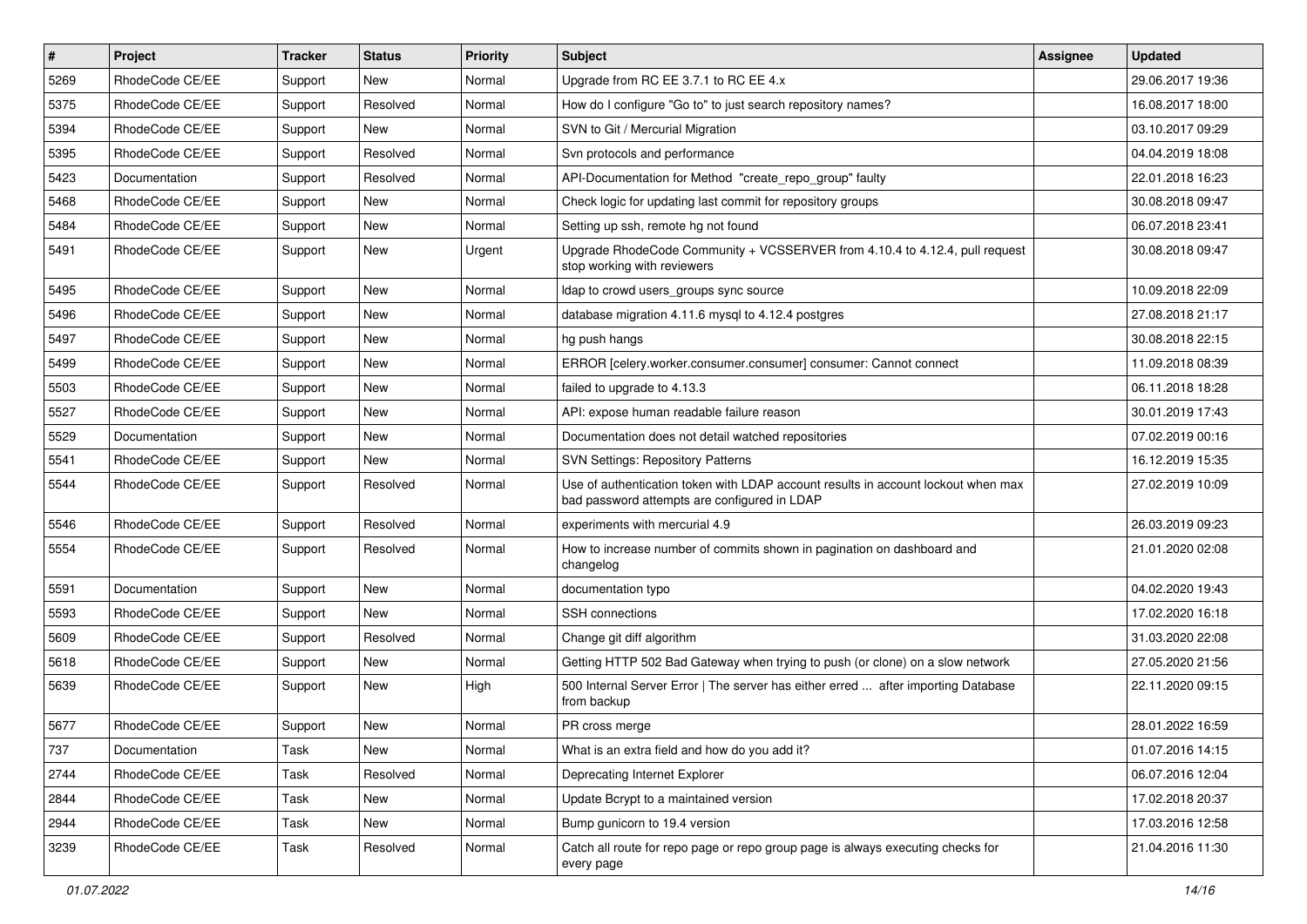| # | Project | Tracker | Status | Priority | Subject | Assignee | Updated |
|---|---|---|---|---|---|---|---|
| 5269 | RhodeCode CE/EE | Support | New | Normal | Upgrade from RC EE 3.7.1 to RC EE 4.x | | 29.06.2017 19:36 |
| 5375 | RhodeCode CE/EE | Support | Resolved | Normal | How do I configure "Go to" to just search repository names? | | 16.08.2017 18:00 |
| 5394 | RhodeCode CE/EE | Support | New | Normal | SVN to Git / Mercurial Migration | | 03.10.2017 09:29 |
| 5395 | RhodeCode CE/EE | Support | Resolved | Normal | Svn protocols and performance | | 04.04.2019 18:08 |
| 5423 | Documentation | Support | Resolved | Normal | API-Documentation for Method "create_repo_group" faulty | | 22.01.2018 16:23 |
| 5468 | RhodeCode CE/EE | Support | New | Normal | Check logic for updating last commit for repository groups | | 30.08.2018 09:47 |
| 5484 | RhodeCode CE/EE | Support | New | Normal | Setting up ssh, remote hg not found | | 06.07.2018 23:41 |
| 5491 | RhodeCode CE/EE | Support | New | Urgent | Upgrade RhodeCode Community + VCSSERVER from 4.10.4 to 4.12.4, pull request stop working with reviewers | | 30.08.2018 09:47 |
| 5495 | RhodeCode CE/EE | Support | New | Normal | ldap to crowd users_groups sync source | | 10.09.2018 22:09 |
| 5496 | RhodeCode CE/EE | Support | New | Normal | database migration 4.11.6 mysql to 4.12.4 postgres | | 27.08.2018 21:17 |
| 5497 | RhodeCode CE/EE | Support | New | Normal | hg push hangs | | 30.08.2018 22:15 |
| 5499 | RhodeCode CE/EE | Support | New | Normal | ERROR [celery.worker.consumer.consumer] consumer: Cannot connect | | 11.09.2018 08:39 |
| 5503 | RhodeCode CE/EE | Support | New | Normal | failed to upgrade to 4.13.3 | | 06.11.2018 18:28 |
| 5527 | RhodeCode CE/EE | Support | New | Normal | API: expose human readable failure reason | | 30.01.2019 17:43 |
| 5529 | Documentation | Support | New | Normal | Documentation does not detail watched repositories | | 07.02.2019 00:16 |
| 5541 | RhodeCode CE/EE | Support | New | Normal | SVN Settings: Repository Patterns | | 16.12.2019 15:35 |
| 5544 | RhodeCode CE/EE | Support | Resolved | Normal | Use of authentication token with LDAP account results in account lockout when max bad password attempts are configured in LDAP | | 27.02.2019 10:09 |
| 5546 | RhodeCode CE/EE | Support | Resolved | Normal | experiments with mercurial 4.9 | | 26.03.2019 09:23 |
| 5554 | RhodeCode CE/EE | Support | Resolved | Normal | How to increase number of commits shown in pagination on dashboard and changelog | | 21.01.2020 02:08 |
| 5591 | Documentation | Support | New | Normal | documentation typo | | 04.02.2020 19:43 |
| 5593 | RhodeCode CE/EE | Support | New | Normal | SSH connections | | 17.02.2020 16:18 |
| 5609 | RhodeCode CE/EE | Support | Resolved | Normal | Change git diff algorithm | | 31.03.2020 22:08 |
| 5618 | RhodeCode CE/EE | Support | New | Normal | Getting HTTP 502 Bad Gateway when trying to push (or clone) on a slow network | | 27.05.2020 21:56 |
| 5639 | RhodeCode CE/EE | Support | New | High | 500 Internal Server Error \| The server has either erred ... after importing Database from backup | | 22.11.2020 09:15 |
| 5677 | RhodeCode CE/EE | Support | New | Normal | PR cross merge | | 28.01.2022 16:59 |
| 737 | Documentation | Task | New | Normal | What is an extra field and how do you add it? | | 01.07.2016 14:15 |
| 2744 | RhodeCode CE/EE | Task | Resolved | Normal | Deprecating Internet Explorer | | 06.07.2016 12:04 |
| 2844 | RhodeCode CE/EE | Task | New | Normal | Update Bcrypt to a maintained version | | 17.02.2018 20:37 |
| 2944 | RhodeCode CE/EE | Task | New | Normal | Bump gunicorn to 19.4 version | | 17.03.2016 12:58 |
| 3239 | RhodeCode CE/EE | Task | Resolved | Normal | Catch all route for repo page or repo group page is always executing checks for every page | | 21.04.2016 11:30 |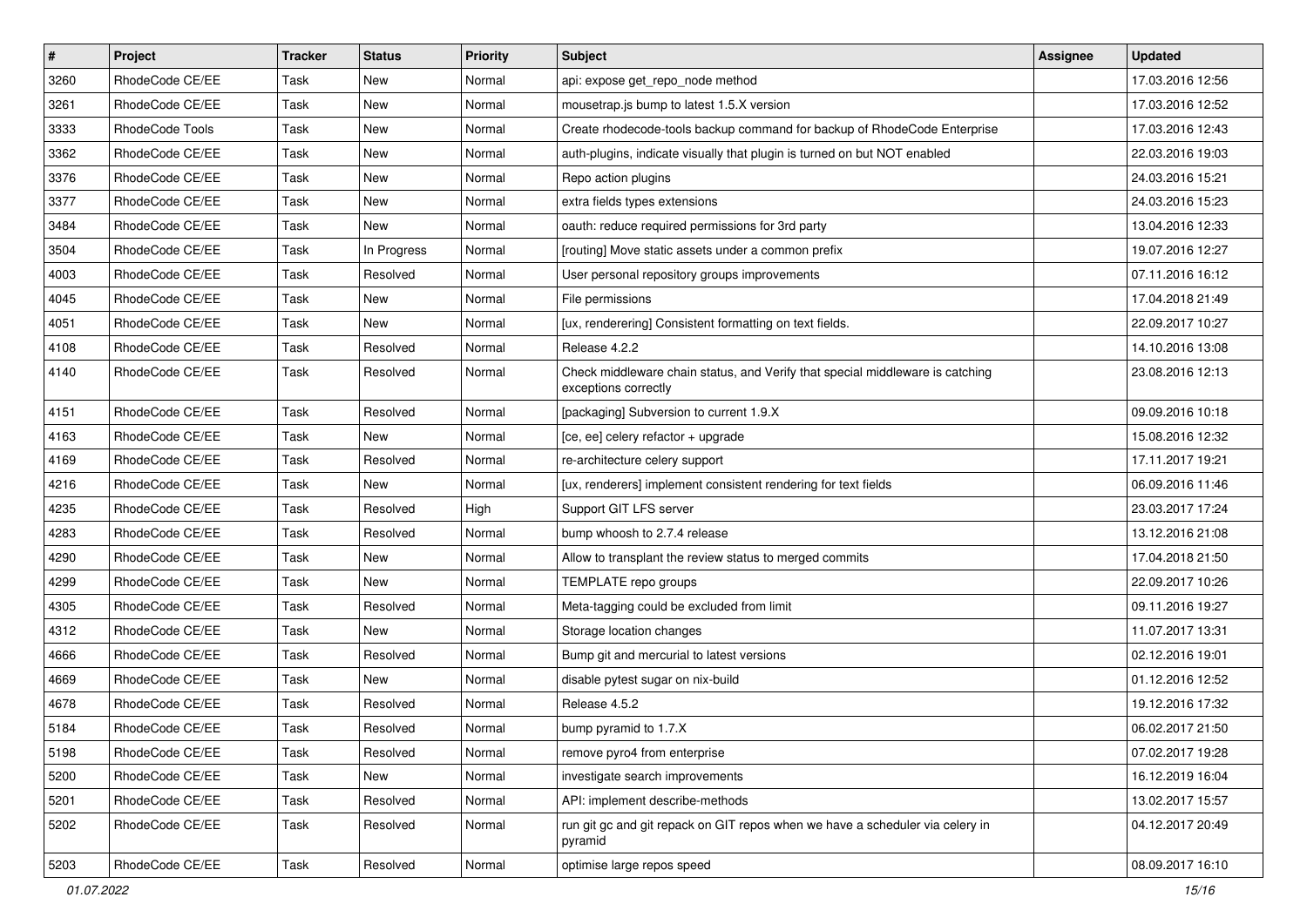| # | Project | Tracker | Status | Priority | Subject | Assignee | Updated |
|---|---|---|---|---|---|---|---|
| 3260 | RhodeCode CE/EE | Task | New | Normal | api: expose get_repo_node method | | 17.03.2016 12:56 |
| 3261 | RhodeCode CE/EE | Task | New | Normal | mousetrap.js bump to latest 1.5.X version | | 17.03.2016 12:52 |
| 3333 | RhodeCode Tools | Task | New | Normal | Create rhodecode-tools backup command for backup of RhodeCode Enterprise | | 17.03.2016 12:43 |
| 3362 | RhodeCode CE/EE | Task | New | Normal | auth-plugins, indicate visually that plugin is turned on but NOT enabled | | 22.03.2016 19:03 |
| 3376 | RhodeCode CE/EE | Task | New | Normal | Repo action plugins | | 24.03.2016 15:21 |
| 3377 | RhodeCode CE/EE | Task | New | Normal | extra fields types extensions | | 24.03.2016 15:23 |
| 3484 | RhodeCode CE/EE | Task | New | Normal | oauth: reduce required permissions for 3rd party | | 13.04.2016 12:33 |
| 3504 | RhodeCode CE/EE | Task | In Progress | Normal | [routing] Move static assets under a common prefix | | 19.07.2016 12:27 |
| 4003 | RhodeCode CE/EE | Task | Resolved | Normal | User personal repository groups improvements | | 07.11.2016 16:12 |
| 4045 | RhodeCode CE/EE | Task | New | Normal | File permissions | | 17.04.2018 21:49 |
| 4051 | RhodeCode CE/EE | Task | New | Normal | [ux, renderering] Consistent formatting on text fields. | | 22.09.2017 10:27 |
| 4108 | RhodeCode CE/EE | Task | Resolved | Normal | Release 4.2.2 | | 14.10.2016 13:08 |
| 4140 | RhodeCode CE/EE | Task | Resolved | Normal | Check middleware chain status, and Verify that special middleware is catching exceptions correctly | | 23.08.2016 12:13 |
| 4151 | RhodeCode CE/EE | Task | Resolved | Normal | [packaging] Subversion to current 1.9.X | | 09.09.2016 10:18 |
| 4163 | RhodeCode CE/EE | Task | New | Normal | [ce, ee] celery refactor + upgrade | | 15.08.2016 12:32 |
| 4169 | RhodeCode CE/EE | Task | Resolved | Normal | re-architecture celery support | | 17.11.2017 19:21 |
| 4216 | RhodeCode CE/EE | Task | New | Normal | [ux, renderers] implement consistent rendering for text fields | | 06.09.2016 11:46 |
| 4235 | RhodeCode CE/EE | Task | Resolved | High | Support GIT LFS server | | 23.03.2017 17:24 |
| 4283 | RhodeCode CE/EE | Task | Resolved | Normal | bump whoosh to 2.7.4 release | | 13.12.2016 21:08 |
| 4290 | RhodeCode CE/EE | Task | New | Normal | Allow to transplant the review status to merged commits | | 17.04.2018 21:50 |
| 4299 | RhodeCode CE/EE | Task | New | Normal | TEMPLATE repo groups | | 22.09.2017 10:26 |
| 4305 | RhodeCode CE/EE | Task | Resolved | Normal | Meta-tagging could be excluded from limit | | 09.11.2016 19:27 |
| 4312 | RhodeCode CE/EE | Task | New | Normal | Storage location changes | | 11.07.2017 13:31 |
| 4666 | RhodeCode CE/EE | Task | Resolved | Normal | Bump git and mercurial to latest versions | | 02.12.2016 19:01 |
| 4669 | RhodeCode CE/EE | Task | New | Normal | disable pytest sugar on nix-build | | 01.12.2016 12:52 |
| 4678 | RhodeCode CE/EE | Task | Resolved | Normal | Release 4.5.2 | | 19.12.2016 17:32 |
| 5184 | RhodeCode CE/EE | Task | Resolved | Normal | bump pyramid to 1.7.X | | 06.02.2017 21:50 |
| 5198 | RhodeCode CE/EE | Task | Resolved | Normal | remove pyro4 from enterprise | | 07.02.2017 19:28 |
| 5200 | RhodeCode CE/EE | Task | New | Normal | investigate search improvements | | 16.12.2019 16:04 |
| 5201 | RhodeCode CE/EE | Task | Resolved | Normal | API: implement describe-methods | | 13.02.2017 15:57 |
| 5202 | RhodeCode CE/EE | Task | Resolved | Normal | run git gc and git repack on GIT repos when we have a scheduler via celery in pyramid | | 04.12.2017 20:49 |
| 5203 | RhodeCode CE/EE | Task | Resolved | Normal | optimise large repos speed | | 08.09.2017 16:10 |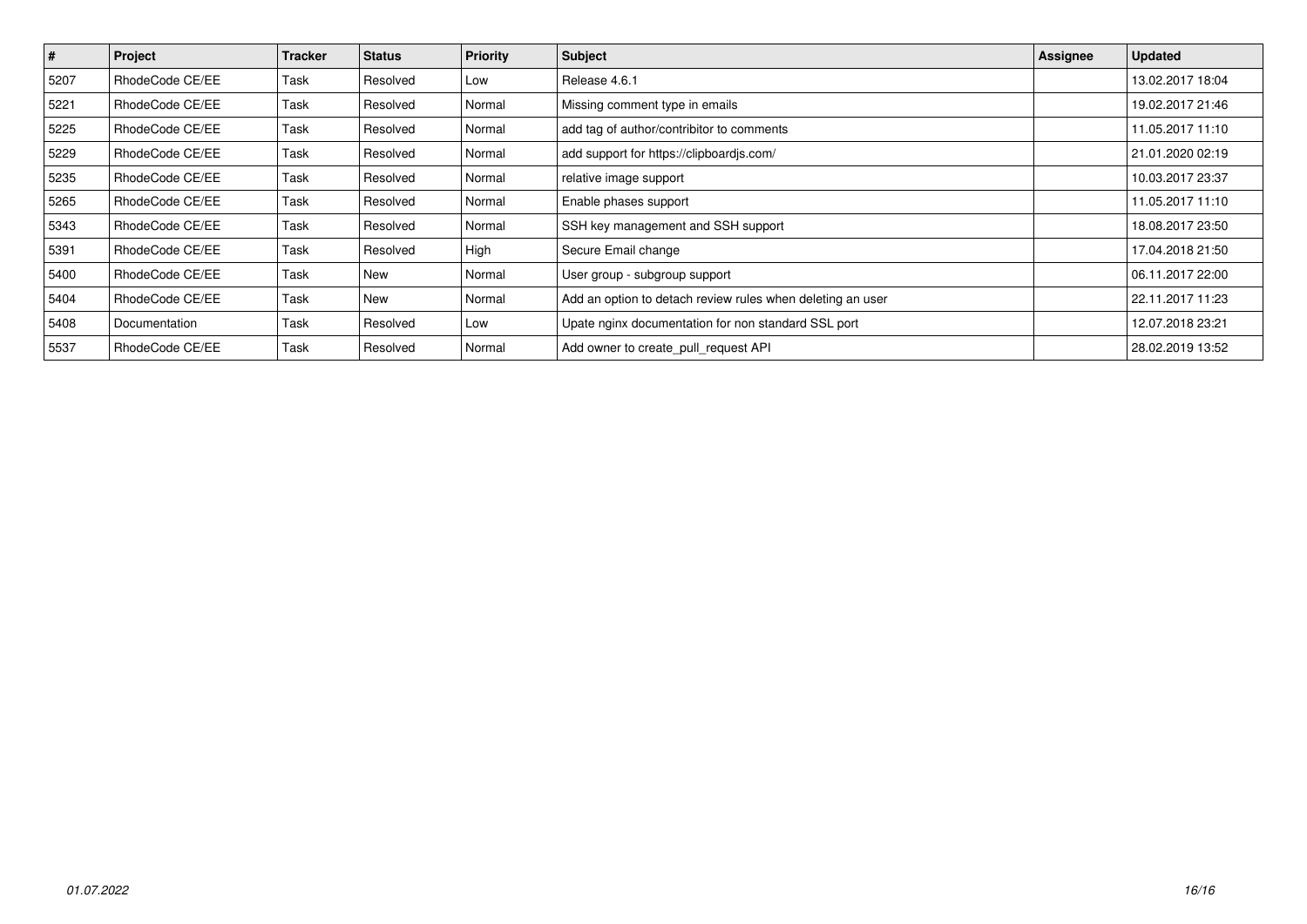| # | Project | Tracker | Status | Priority | Subject | Assignee | Updated |
|---|---|---|---|---|---|---|---|
| 5207 | RhodeCode CE/EE | Task | Resolved | Low | Release 4.6.1 | | 13.02.2017 18:04 |
| 5221 | RhodeCode CE/EE | Task | Resolved | Normal | Missing comment type in emails | | 19.02.2017 21:46 |
| 5225 | RhodeCode CE/EE | Task | Resolved | Normal | add tag of author/contribitor to comments | | 11.05.2017 11:10 |
| 5229 | RhodeCode CE/EE | Task | Resolved | Normal | add support for https://clipboardjs.com/ | | 21.01.2020 02:19 |
| 5235 | RhodeCode CE/EE | Task | Resolved | Normal | relative image support | | 10.03.2017 23:37 |
| 5265 | RhodeCode CE/EE | Task | Resolved | Normal | Enable phases support | | 11.05.2017 11:10 |
| 5343 | RhodeCode CE/EE | Task | Resolved | Normal | SSH key management and SSH support | | 18.08.2017 23:50 |
| 5391 | RhodeCode CE/EE | Task | Resolved | High | Secure Email change | | 17.04.2018 21:50 |
| 5400 | RhodeCode CE/EE | Task | New | Normal | User group - subgroup support | | 06.11.2017 22:00 |
| 5404 | RhodeCode CE/EE | Task | New | Normal | Add an option to detach review rules when deleting an user | | 22.11.2017 11:23 |
| 5408 | Documentation | Task | Resolved | Low | Upate nginx documentation for non standard SSL port | | 12.07.2018 23:21 |
| 5537 | RhodeCode CE/EE | Task | Resolved | Normal | Add owner to create_pull_request API | | 28.02.2019 13:52 |